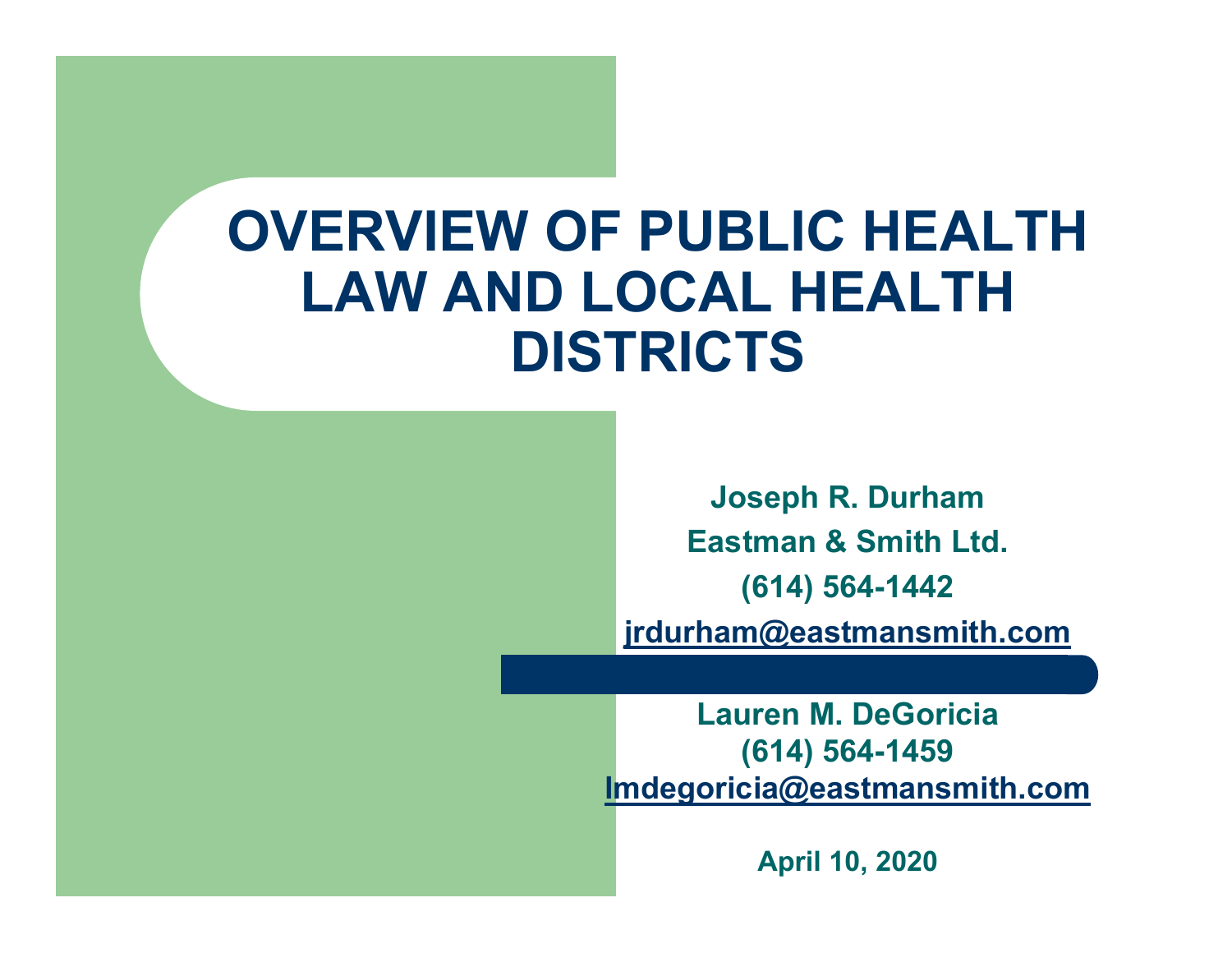# OVERVIEW OF PUBLIC HEALTH LAW AND LOCAL HEALTH DISTRICTS

**Joseph R. Durham**

**Eastman & Smith Ltd.**

**(614) 564-1442**

**jrdurham@eastmansmith.com**

**Lauren M. DeGoricia**

**(614) 564-1459**

**lmdegoricia@eastmansmith.com**

**April 10, 2020**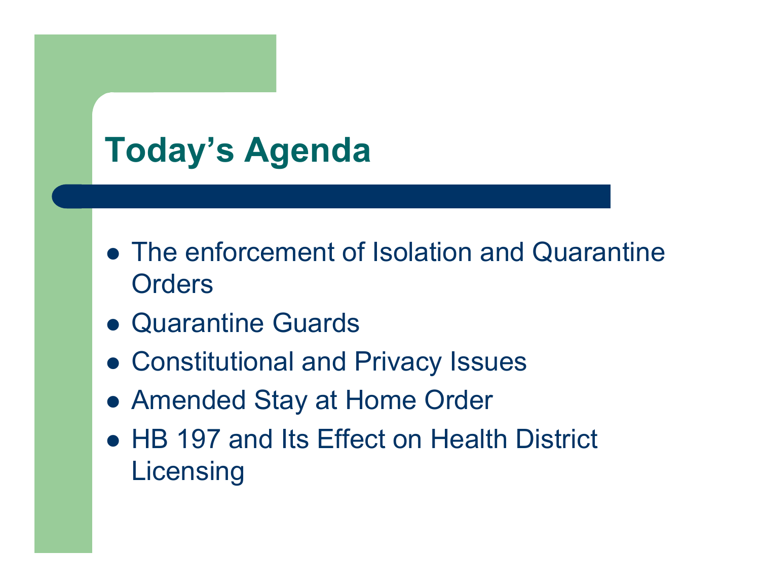# Today's Agenda

- The enforcement of Isolation and Quarantine Orders
- Quarantine Guards
- Constitutional and Privacy Issues
- Amended Stay at Home Order
- HB 197 and Its Effect on Health District Licensing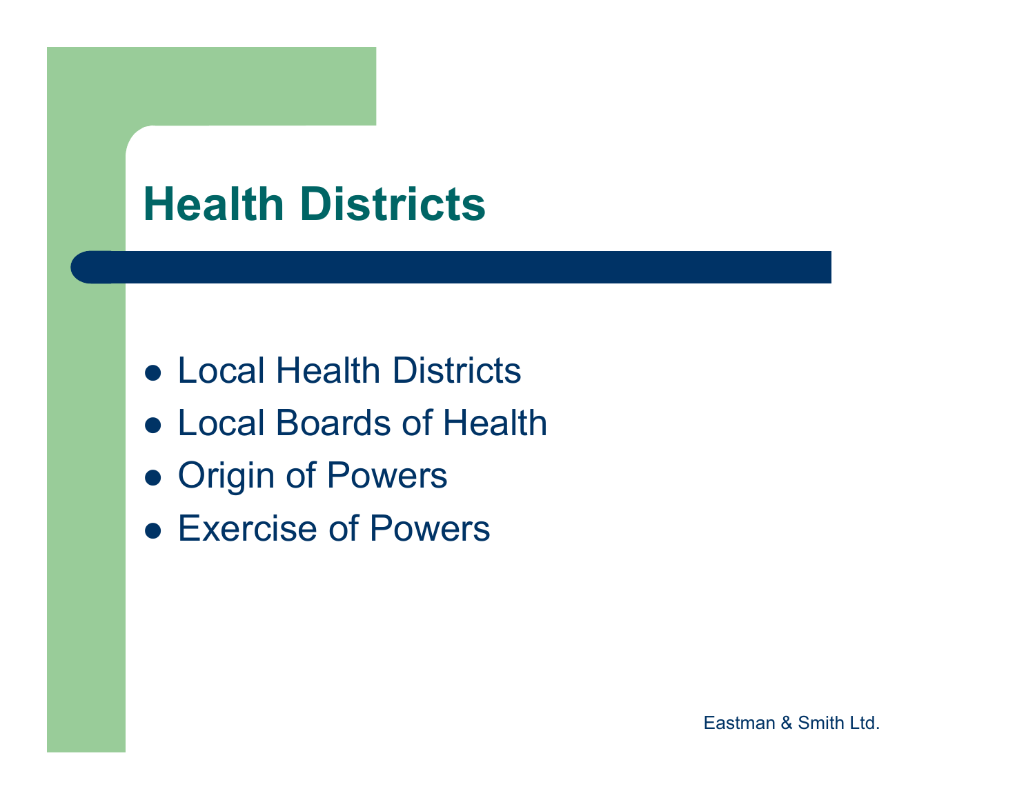# Health Districts

- Local Health Districts
- Local Boards of Health
- Origin of Powers
- Exercise of Powers

Eastman & Smith Ltd.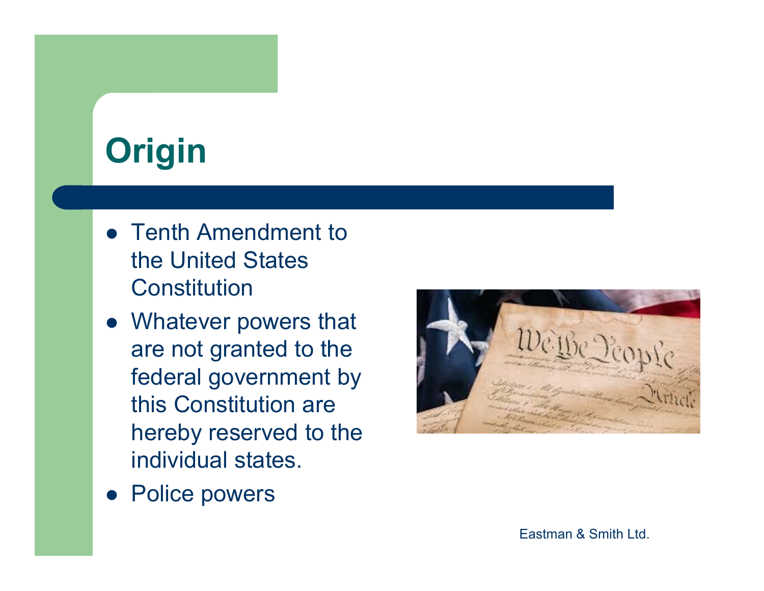# Origin

- Tenth Amendment to the United States Constitution
- Whatever powers that are not granted to the federal government by this Constitution are hereby reserved to the individual states.
- Police powers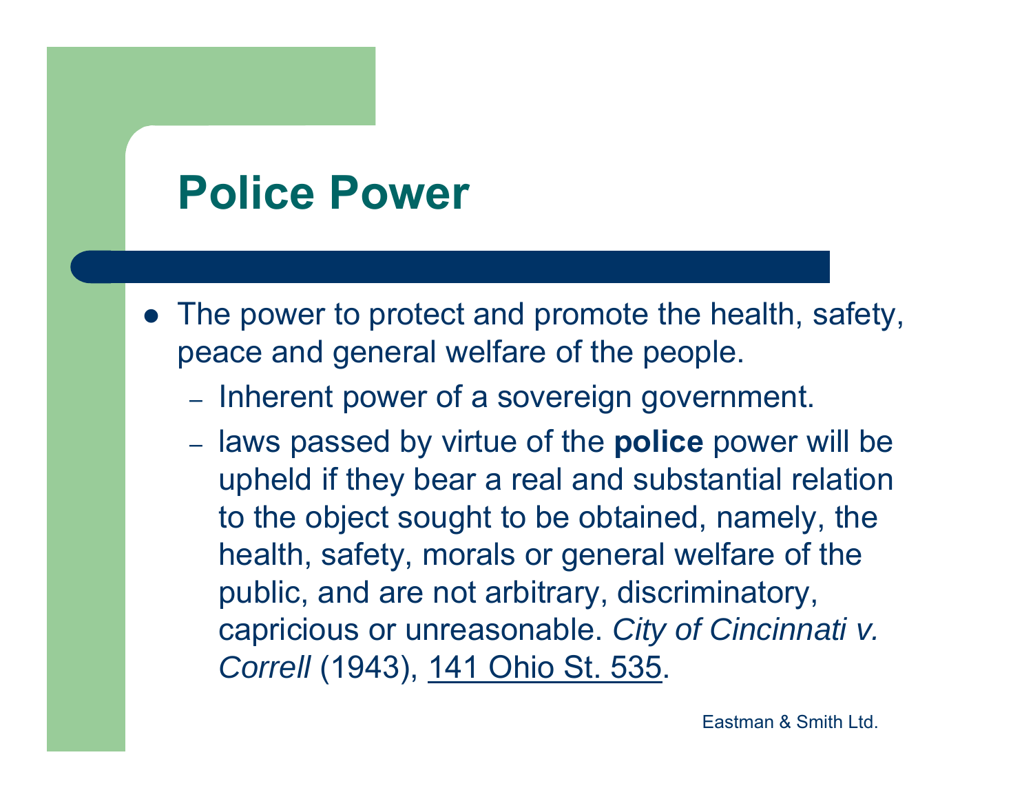# Police Power

- The power to protect and promote the health, safety, peace and general welfare of the people.
  - Inherent power of a sovereign government.
  - laws passed by virtue of the **police** power will be upheld if they bear a real and substantial relation to the object sought to be obtained, namely, the health, safety, morals or general welfare of the public, and are not arbitrary, discriminatory, capricious or unreasonable. *City of Cincinnati v. Correll* (1943), 141 Ohio St. 535.

Eastman & Smith Ltd.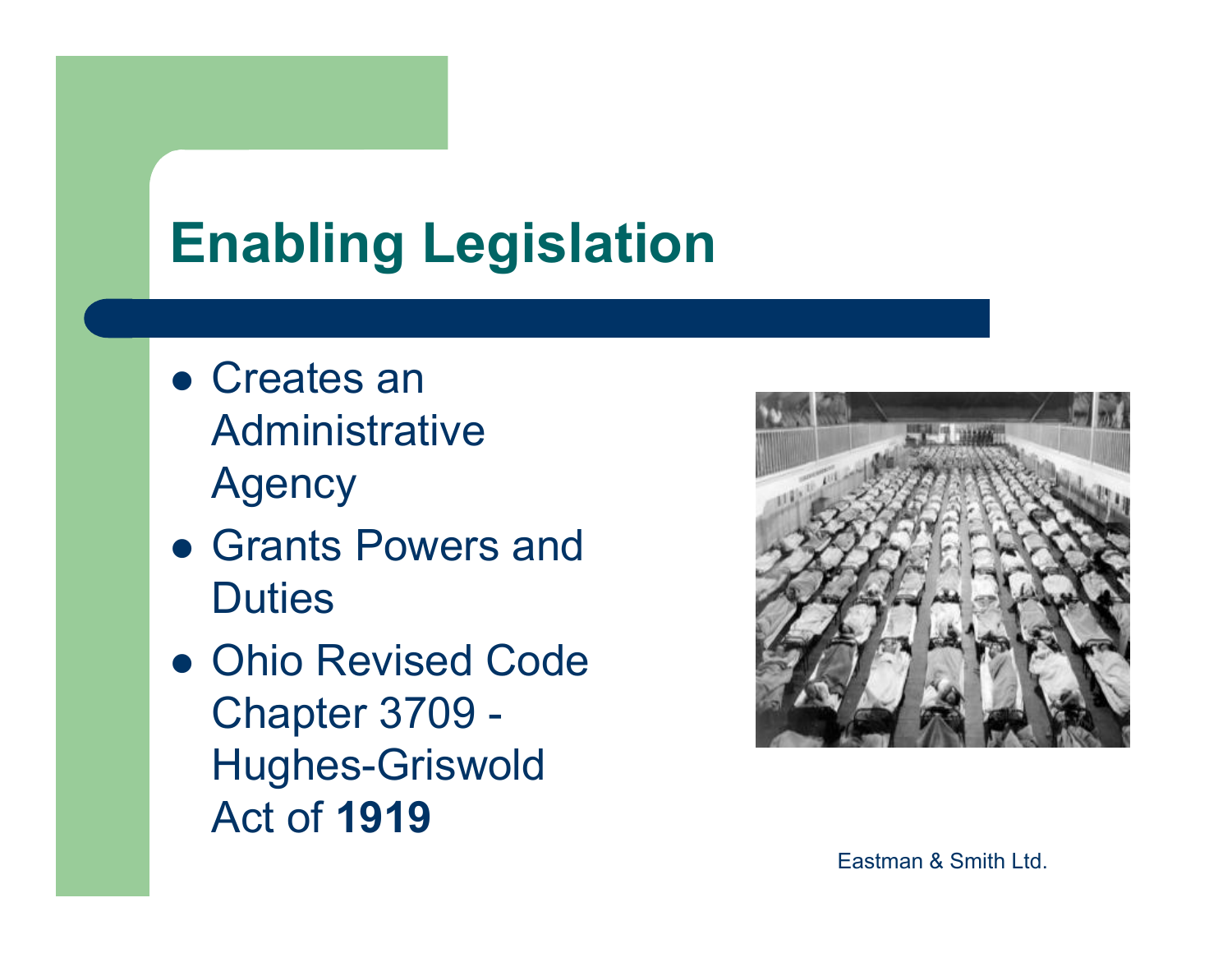# Enabling Legislation

- Creates an Administrative Agency
- Grants Powers and Duties
- Ohio Revised Code Chapter 3709 - Hughes-Griswold Act of **1919**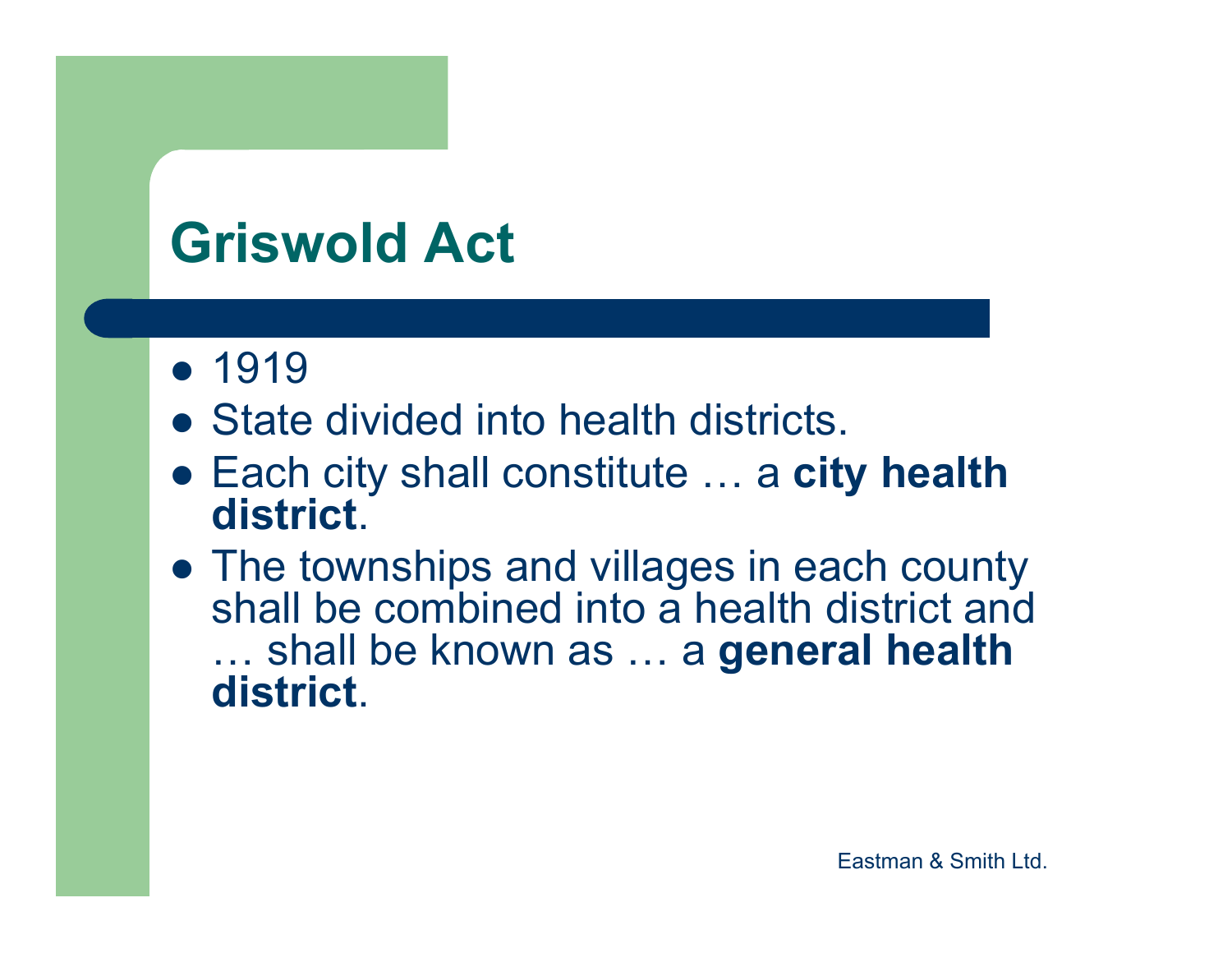# Griswold Act

- 1919
- State divided into health districts.
- Each city shall constitute … a **city health district**.
- The townships and villages in each county shall be combined into a health district and … shall be known as … a **general health district**.

Eastman & Smith Ltd.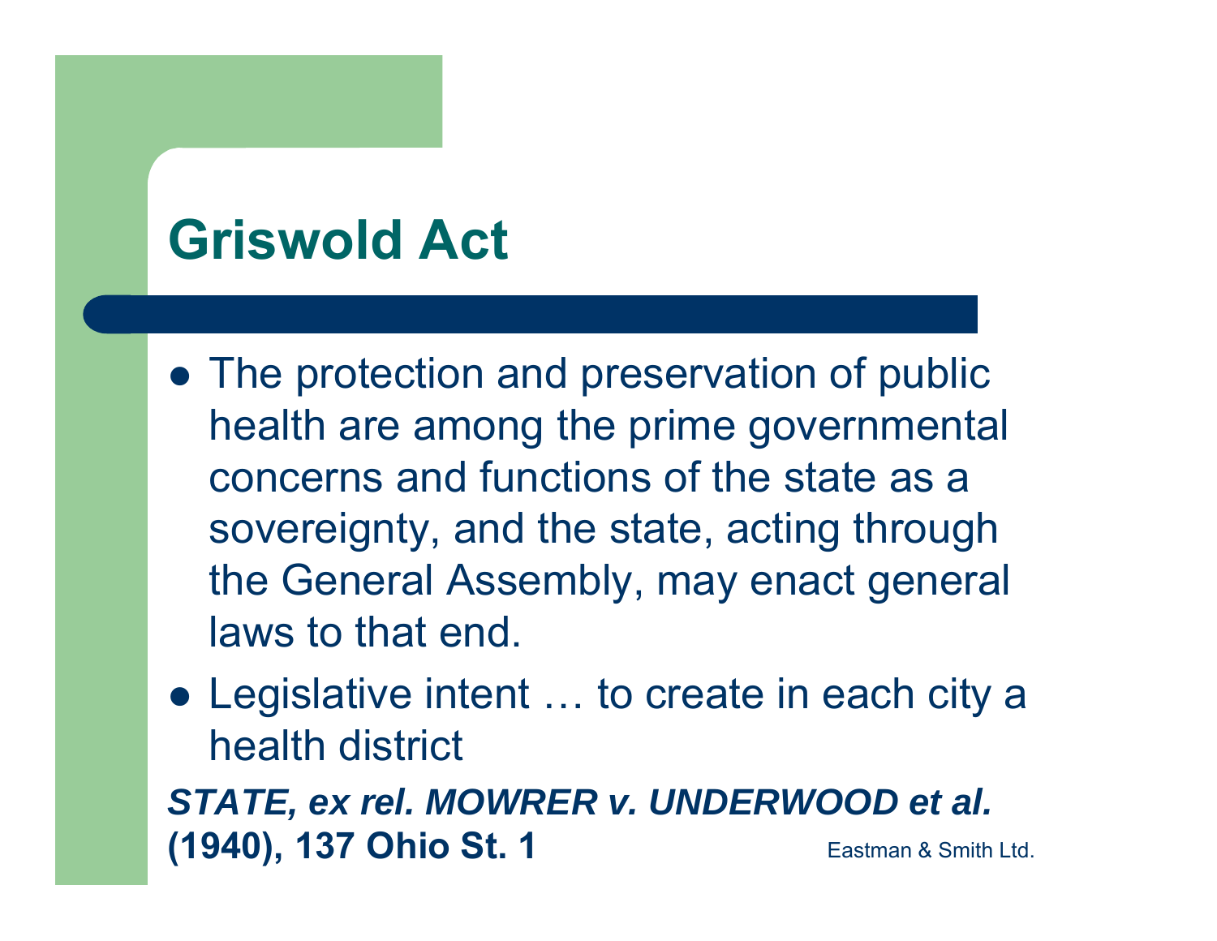# Griswold Act

- The protection and preservation of public health are among the prime governmental concerns and functions of the state as a sovereignty, and the state, acting through the General Assembly, may enact general laws to that end.
- Legislative intent … to create in each city a health district

***STATE, ex rel. MOWRER v. UNDERWOOD et al.*** **(1940), 137 Ohio St. 1**

Eastman & Smith Ltd.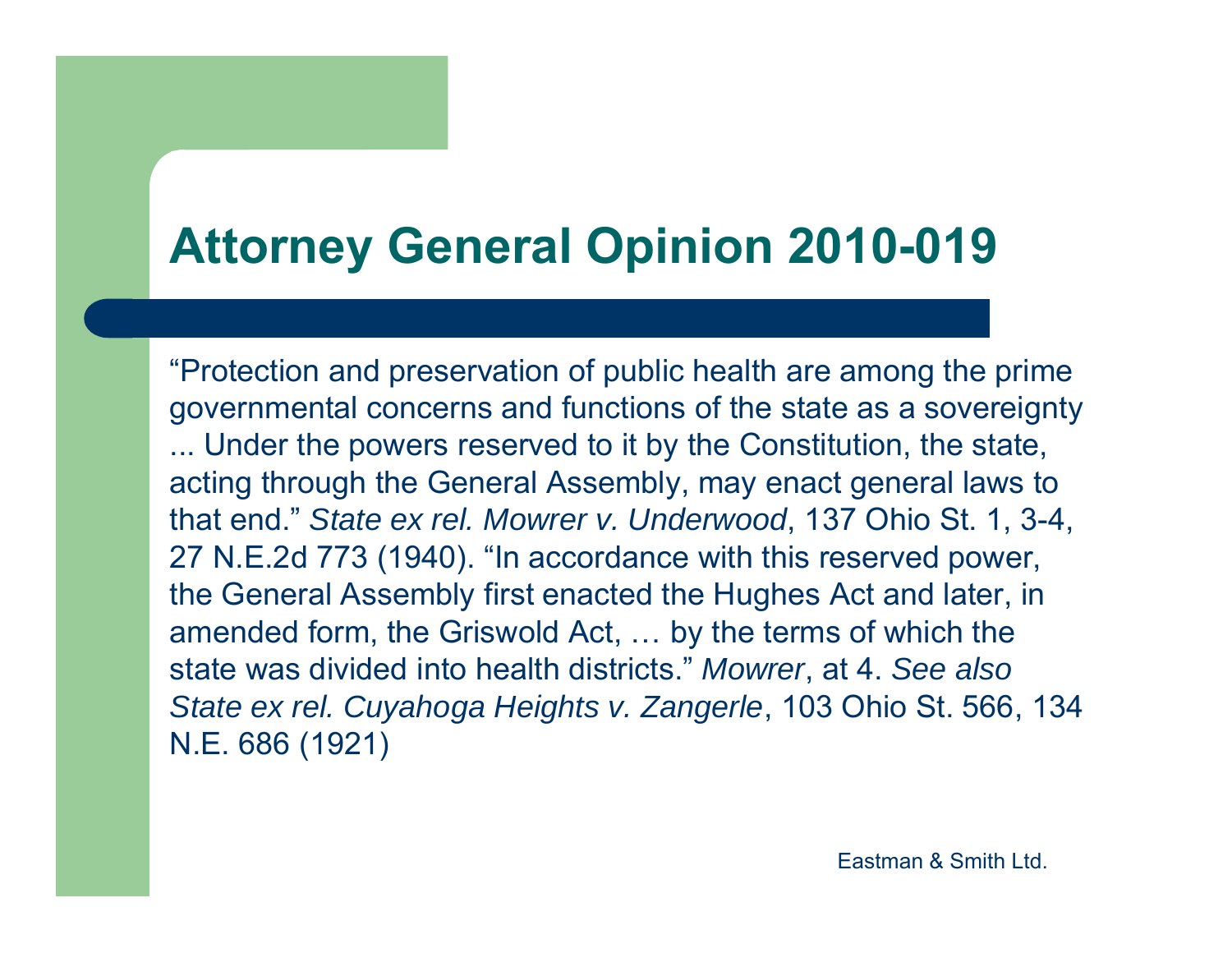# Attorney General Opinion 2010-019

"Protection and preservation of public health are among the prime governmental concerns and functions of the state as a sovereignty ... Under the powers reserved to it by the Constitution, the state, acting through the General Assembly, may enact general laws to that end." *State ex rel. Mowrer v. Underwood*, 137 Ohio St. 1, 3-4, 27 N.E.2d 773 (1940). "In accordance with this reserved power, the General Assembly first enacted the Hughes Act and later, in amended form, the Griswold Act, … by the terms of which the state was divided into health districts." *Mowrer*, at 4. *See also State ex rel. Cuyahoga Heights v. Zangerle*, 103 Ohio St. 566, 134 N.E. 686 (1921)

Eastman & Smith Ltd.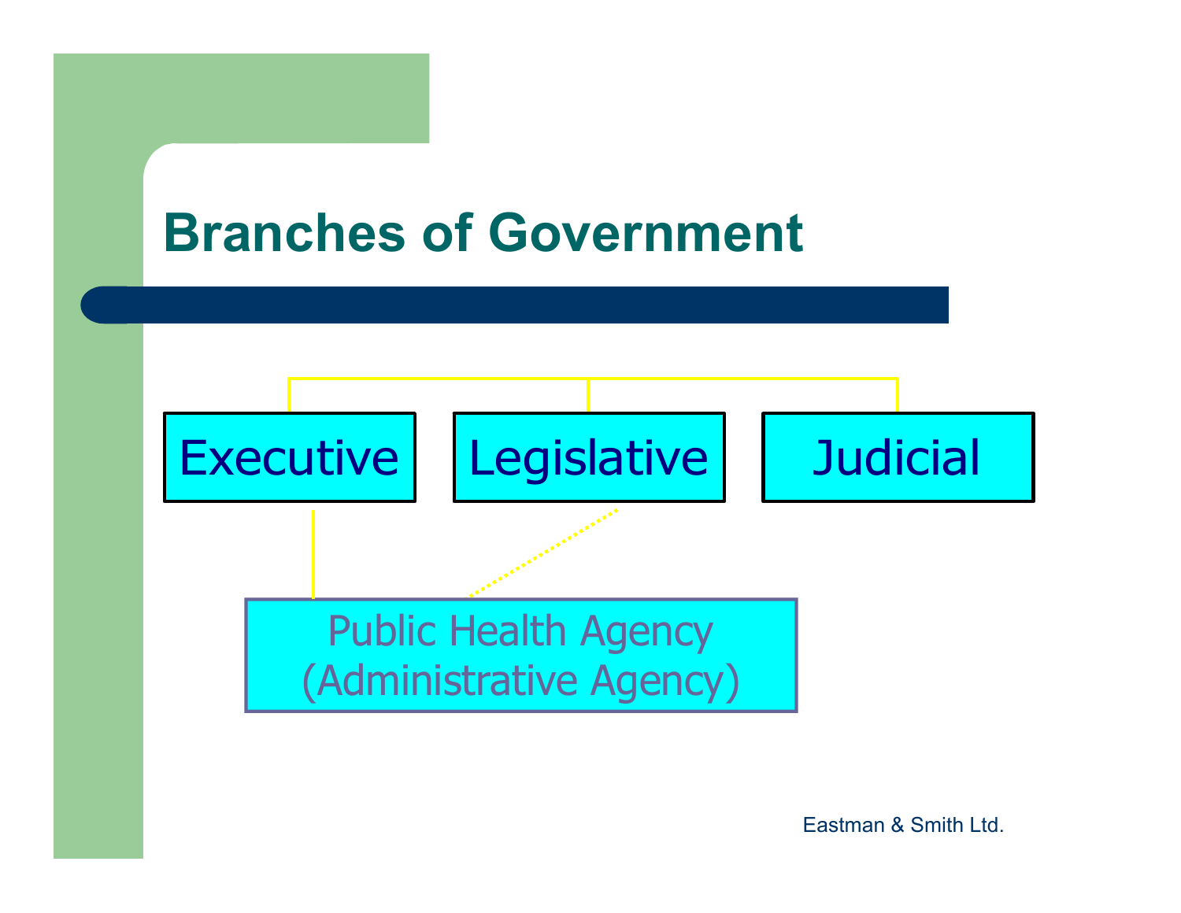# Branches of Government

- Executive
- Legislative
- Judicial

Public Health Agency
(Administrative Agency)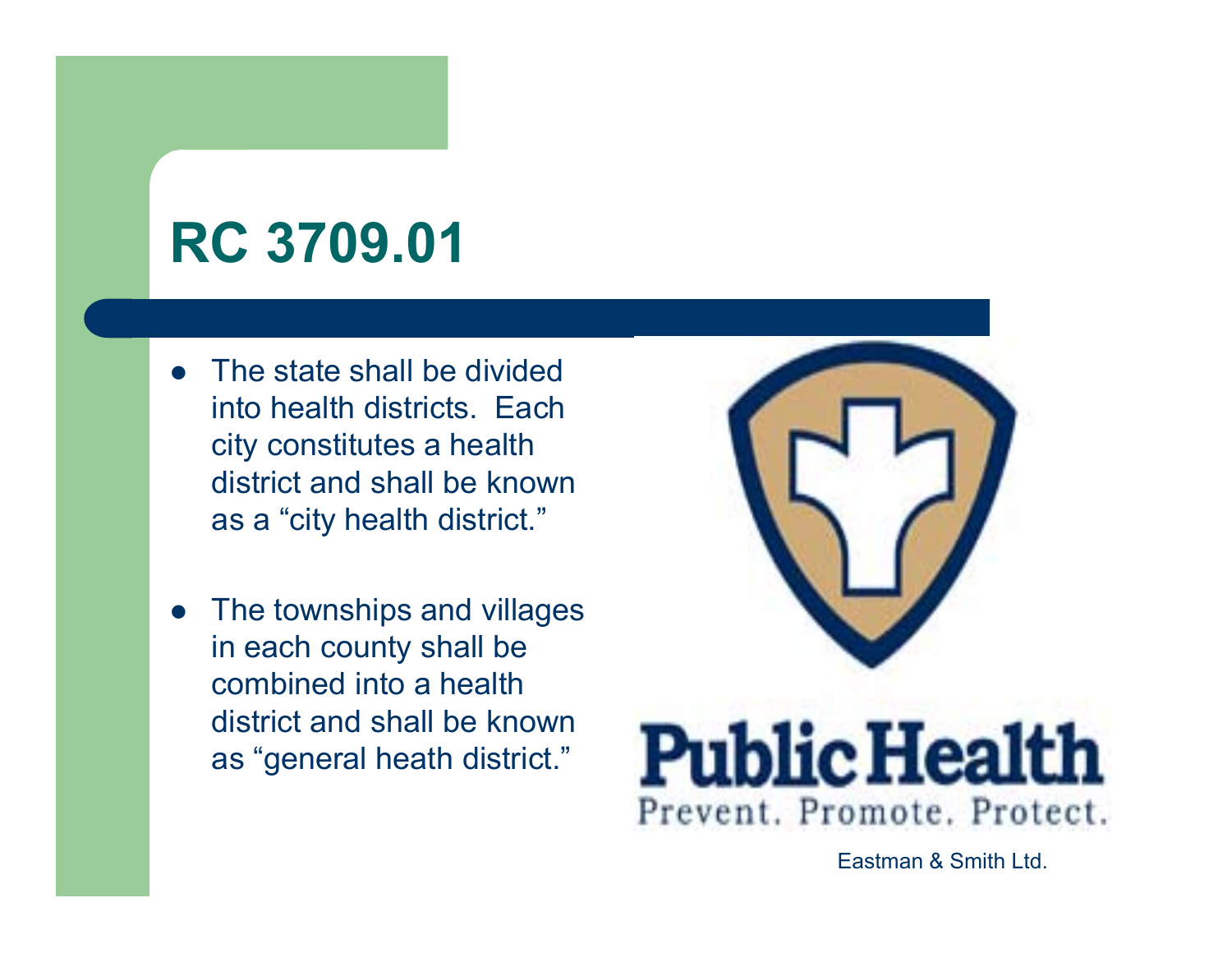# RC 3709.01

- The state shall be divided into health districts. Each city constitutes a health district and shall be known as a "city health district."
- The townships and villages in each county shall be combined into a health district and shall be known as "general heath district."

Public Health

Prevent. Promote. Protect.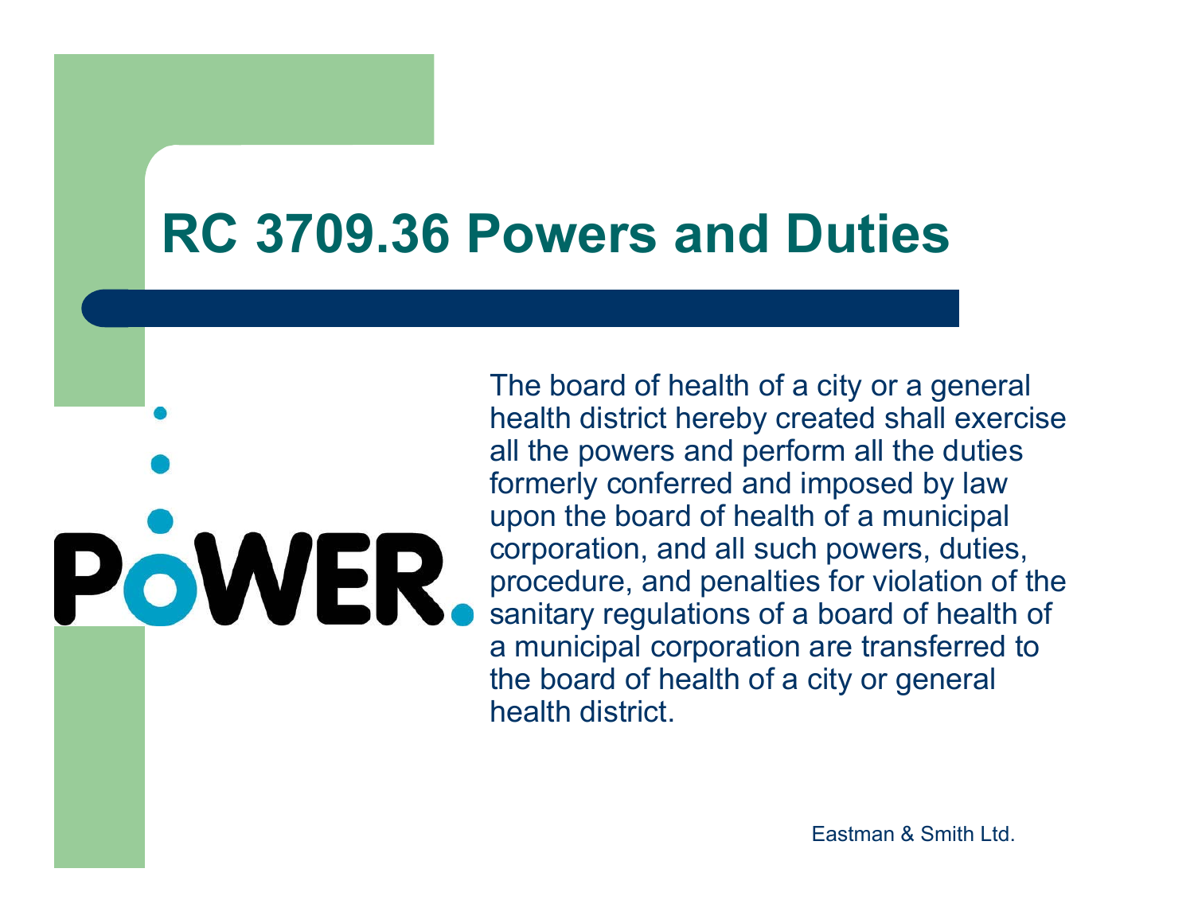# RC 3709.36 Powers and Duties

POWER.

The board of health of a city or a general health district hereby created shall exercise all the powers and perform all the duties formerly conferred and imposed by law upon the board of health of a municipal corporation, and all such powers, duties, procedure, and penalties for violation of the sanitary regulations of a board of health of a municipal corporation are transferred to the board of health of a city or general health district.

Eastman & Smith Ltd.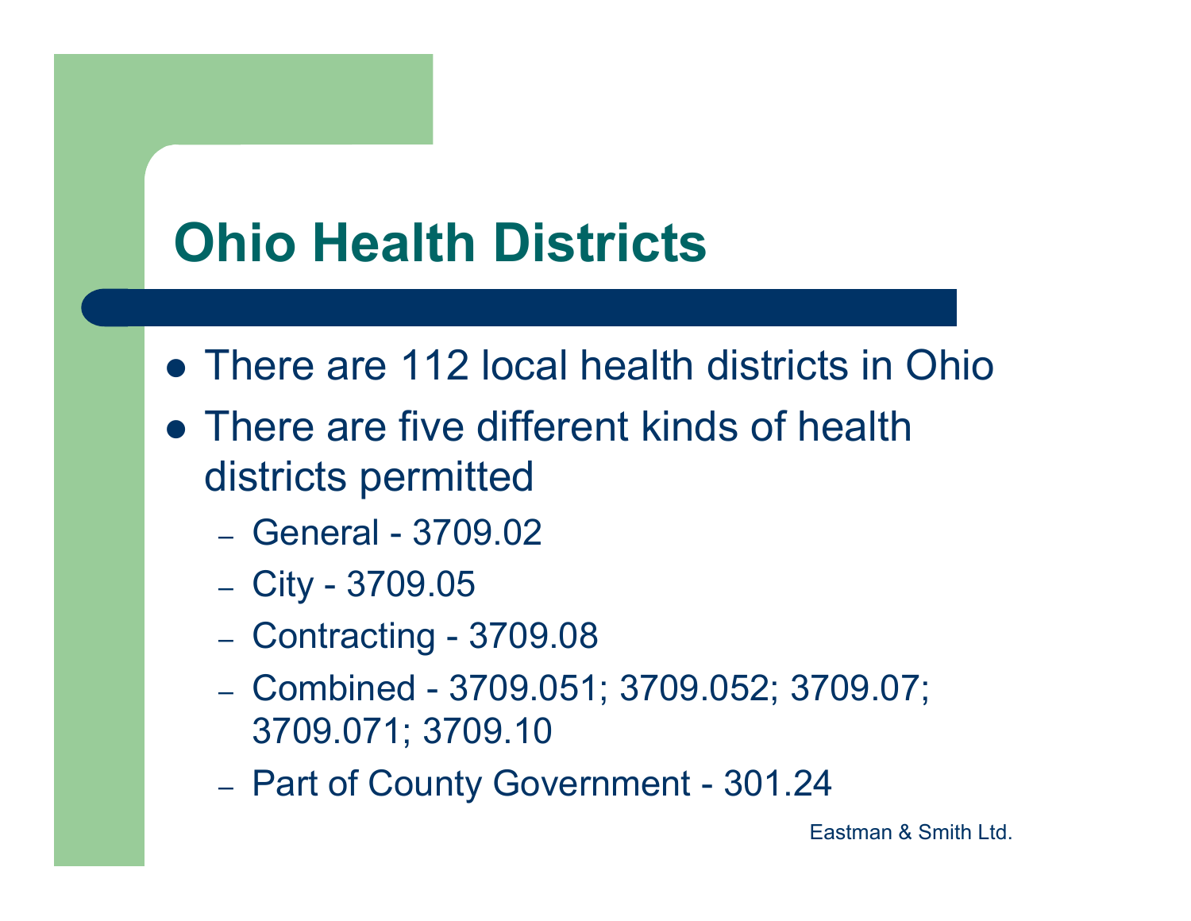# Ohio Health Districts

- There are 112 local health districts in Ohio
- There are five different kinds of health districts permitted
  - General - 3709.02
  - City - 3709.05
  - Contracting - 3709.08
  - Combined - 3709.051; 3709.052; 3709.07; 3709.071; 3709.10
  - Part of County Government - 301.24

Eastman & Smith Ltd.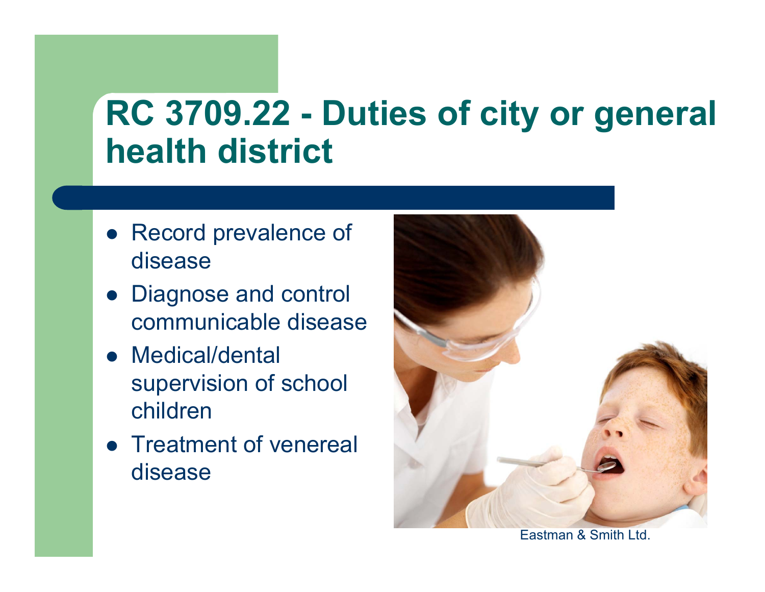# RC 3709.22 - Duties of city or general health district

- Record prevalence of disease
- Diagnose and control communicable disease
- Medical/dental supervision of school children
- Treatment of venereal disease

Eastman & Smith Ltd.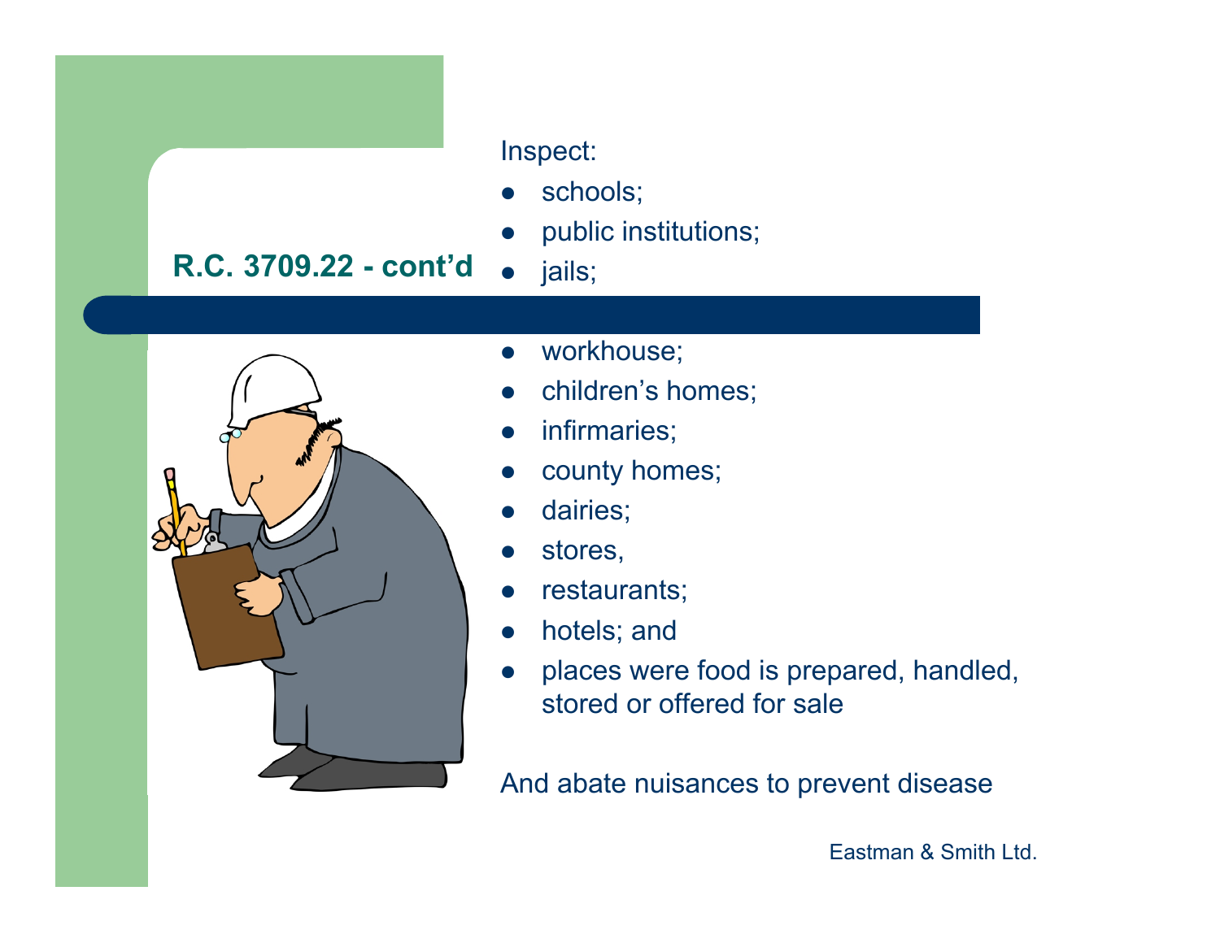## R.C. 3709.22 - cont'd

Inspect:

- schools;
- public institutions;
- jails;
- workhouse;
- children's homes;
- infirmaries;
- county homes;
- dairies;
- stores,
- restaurants;
- hotels; and
- places were food is prepared, handled, stored or offered for sale

And abate nuisances to prevent disease

Eastman & Smith Ltd.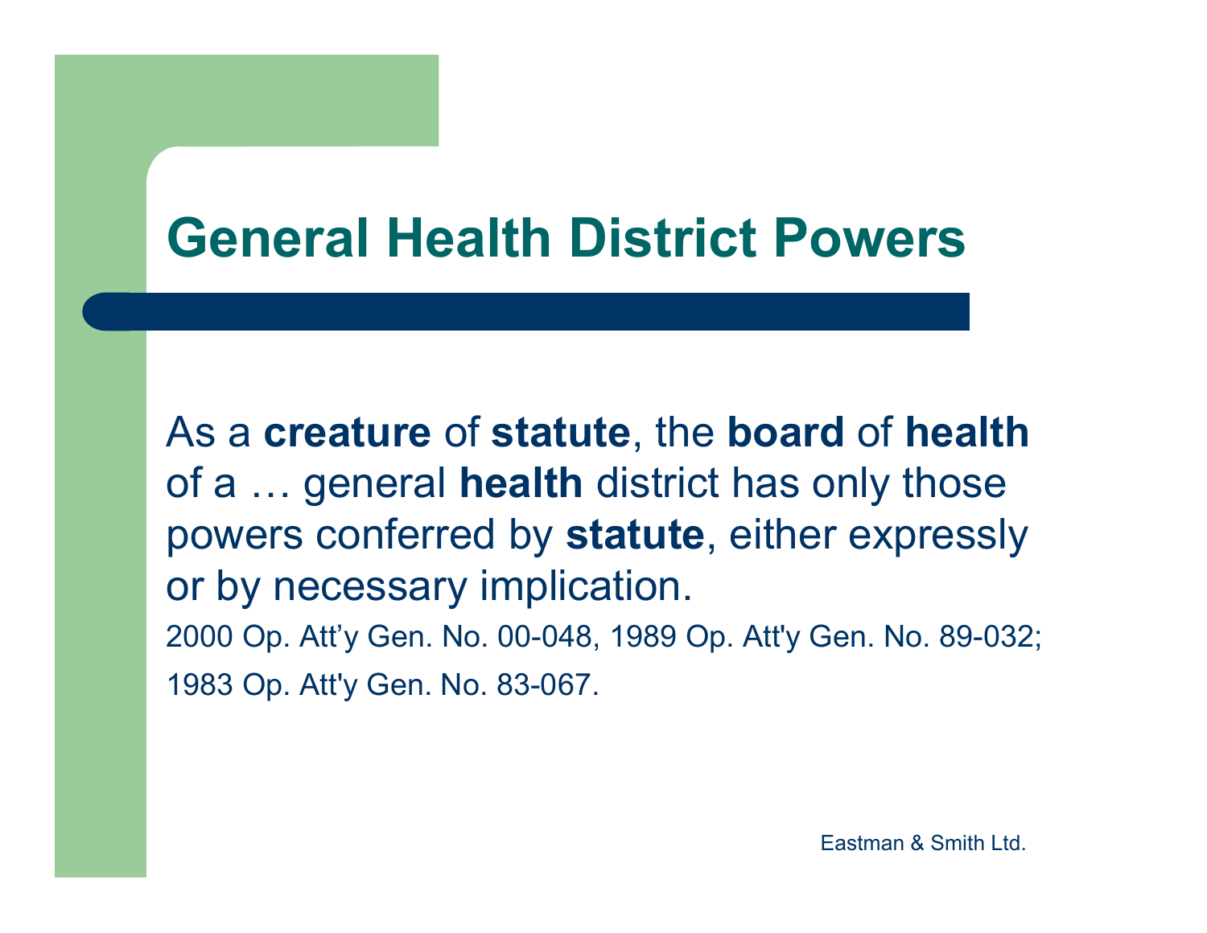# General Health District Powers

As a **creature** of **statute**, the **board** of **health** of a … general **health** district has only those powers conferred by **statute**, either expressly or by necessary implication.

2000 Op. Att’y Gen. No. 00-048, 1989 Op. Att'y Gen. No. 89-032; 1983 Op. Att'y Gen. No. 83-067.

Eastman & Smith Ltd.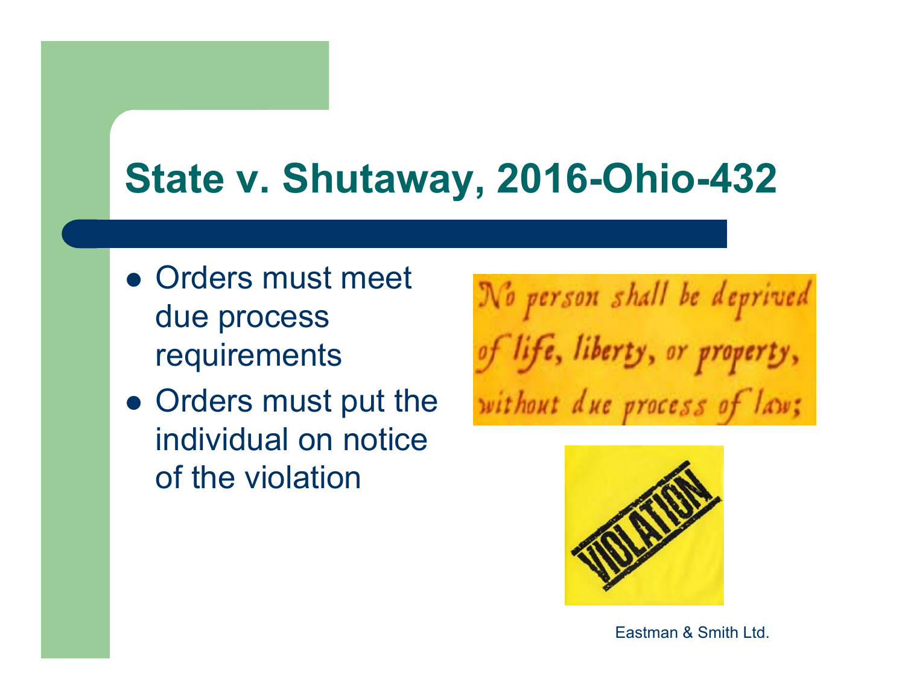# State v. Shutaway, 2016-Ohio-432

- Orders must meet due process requirements
- Orders must put the individual on notice of the violation

No person shall be deprived of life, liberty, or property, without due process of law;

VIOLATION

Eastman & Smith Ltd.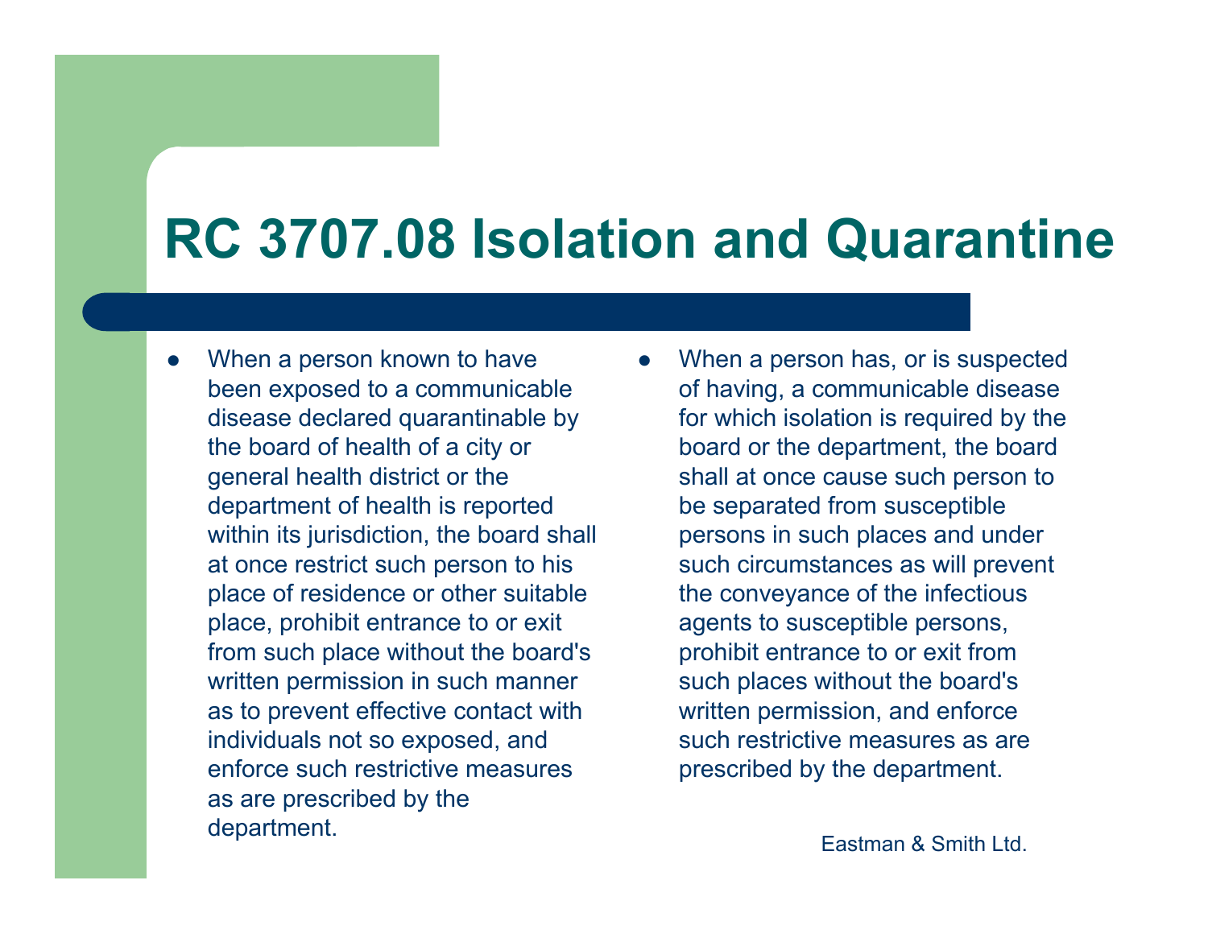# RC 3707.08 Isolation and Quarantine

- When a person known to have been exposed to a communicable disease declared quarantinable by the board of health of a city or general health district or the department of health is reported within its jurisdiction, the board shall at once restrict such person to his place of residence or other suitable place, prohibit entrance to or exit from such place without the board's written permission in such manner as to prevent effective contact with individuals not so exposed, and enforce such restrictive measures as are prescribed by the department.
- When a person has, or is suspected of having, a communicable disease for which isolation is required by the board or the department, the board shall at once cause such person to be separated from susceptible persons in such places and under such circumstances as will prevent the conveyance of the infectious agents to susceptible persons, prohibit entrance to or exit from such places without the board's written permission, and enforce such restrictive measures as are prescribed by the department.

Eastman & Smith Ltd.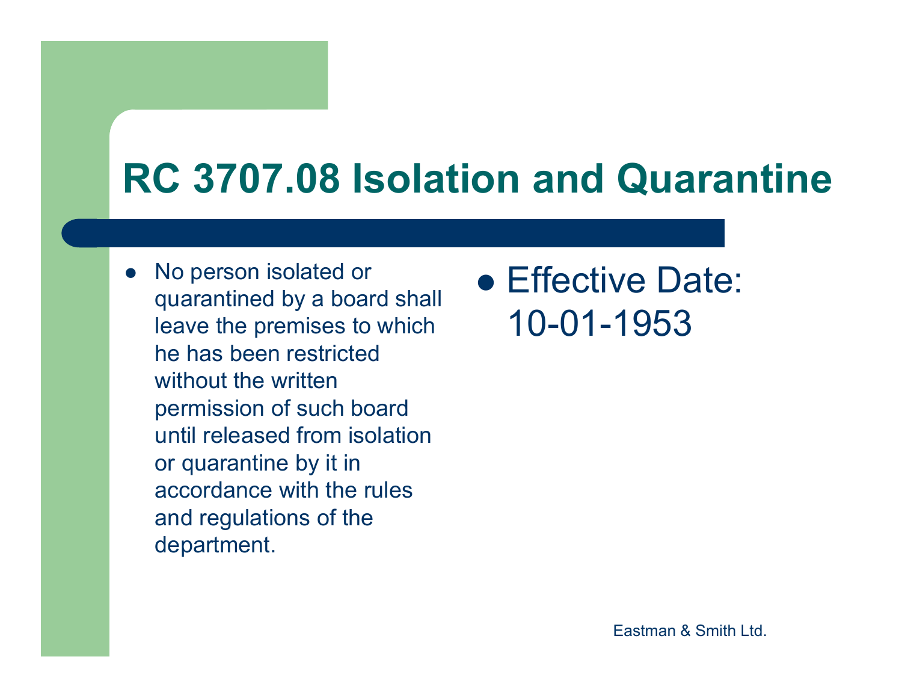# RC 3707.08 Isolation and Quarantine

- No person isolated or quarantined by a board shall leave the premises to which he has been restricted without the written permission of such board until released from isolation or quarantine by it in accordance with the rules and regulations of the department.

- Effective Date: 10-01-1953

Eastman & Smith Ltd.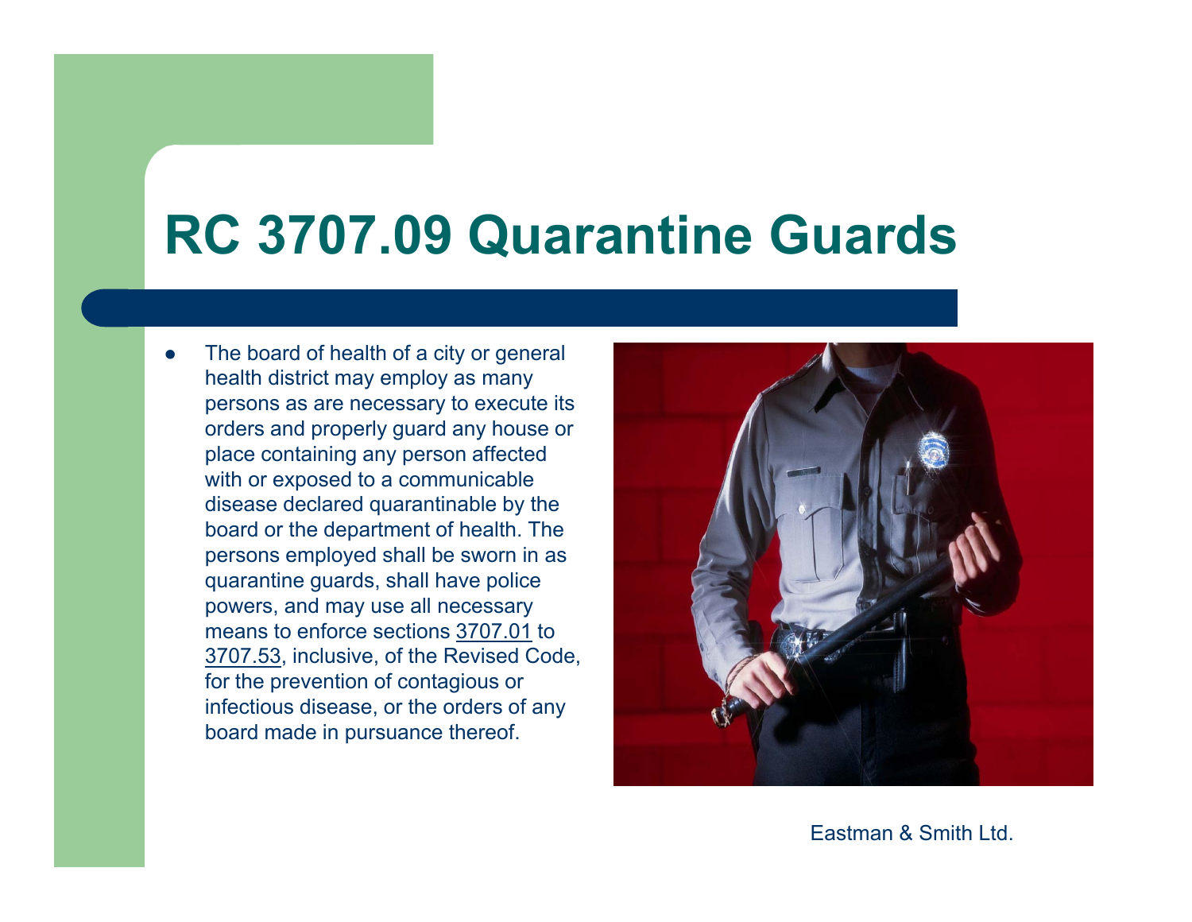# RC 3707.09 Quarantine Guards

- The board of health of a city or general health district may employ as many persons as are necessary to execute its orders and properly guard any house or place containing any person affected with or exposed to a communicable disease declared quarantinable by the board or the department of health. The persons employed shall be sworn in as quarantine guards, shall have police powers, and may use all necessary means to enforce sections 3707.01 to 3707.53, inclusive, of the Revised Code, for the prevention of contagious or infectious disease, or the orders of any board made in pursuance thereof.

Eastman & Smith Ltd.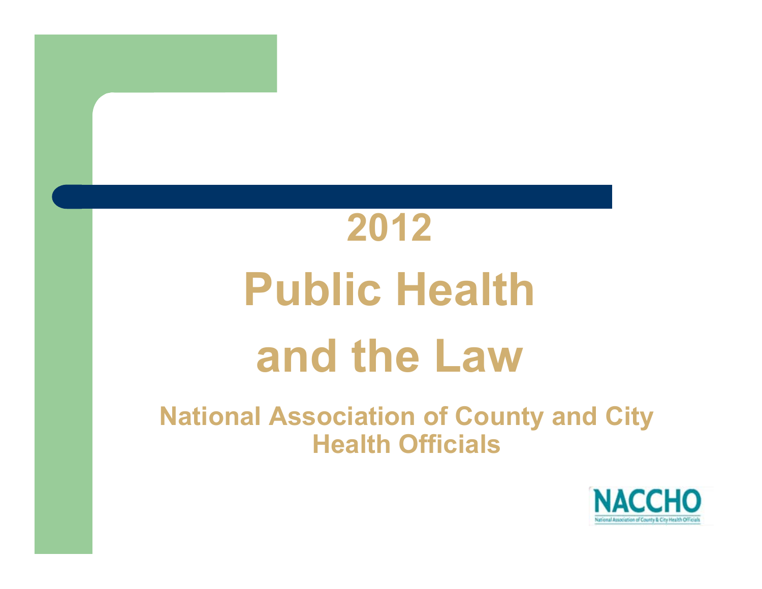# 2012

# Public Health and the Law

**National Association of County and City Health Officials**

NACCHO

National Association of County & City Health Officials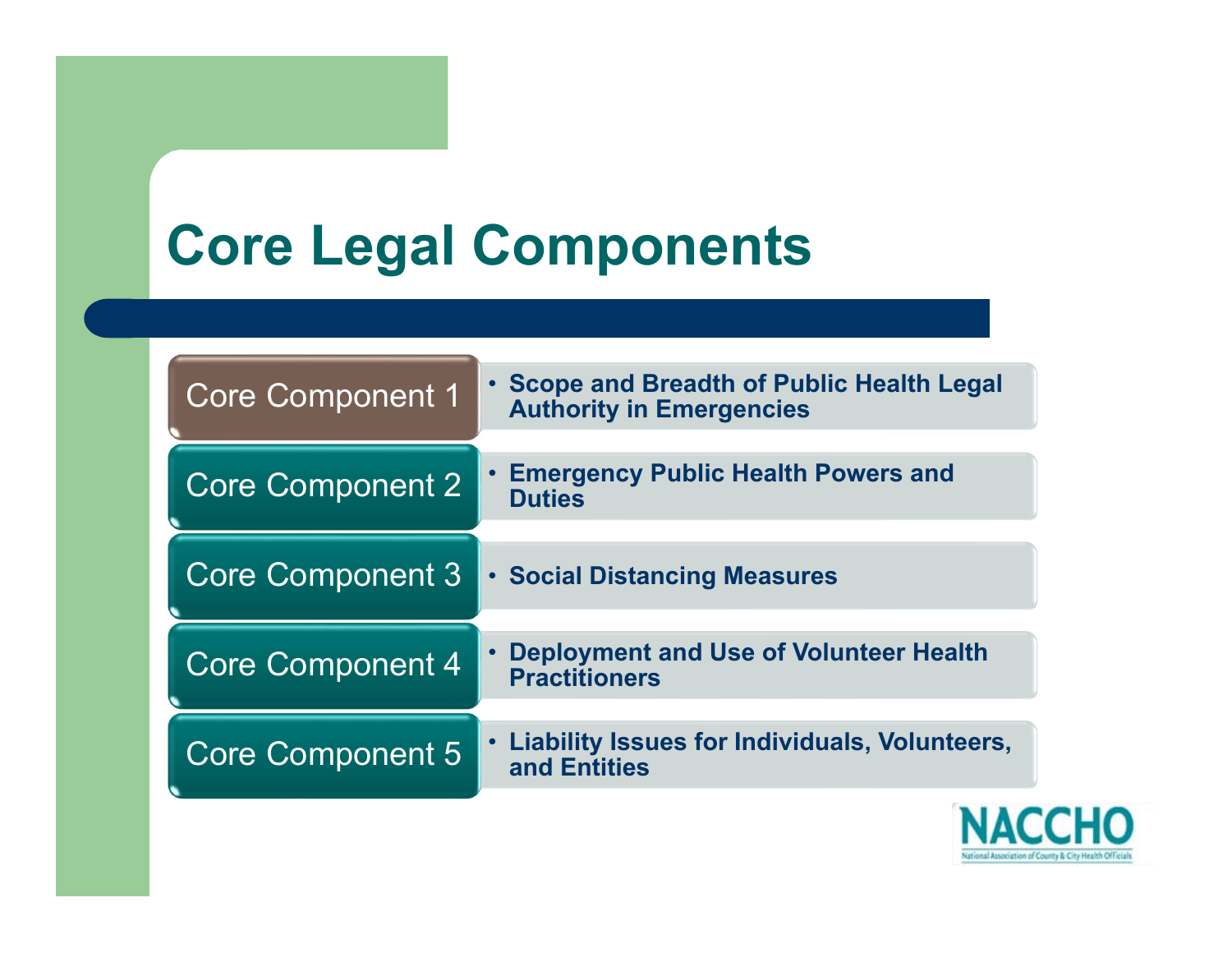# Core Legal Components

| | |
|---|---|
| Core Component 1 | **Scope and Breadth of Public Health Legal Authority in Emergencies** |
| Core Component 2 | **Emergency Public Health Powers and Duties** |
| Core Component 3 | **Social Distancing Measures** |
| Core Component 4 | **Deployment and Use of Volunteer Health Practitioners** |
| Core Component 5 | **Liability Issues for Individuals, Volunteers, and Entities** |

NACCHO
National Association of County & City Health Officials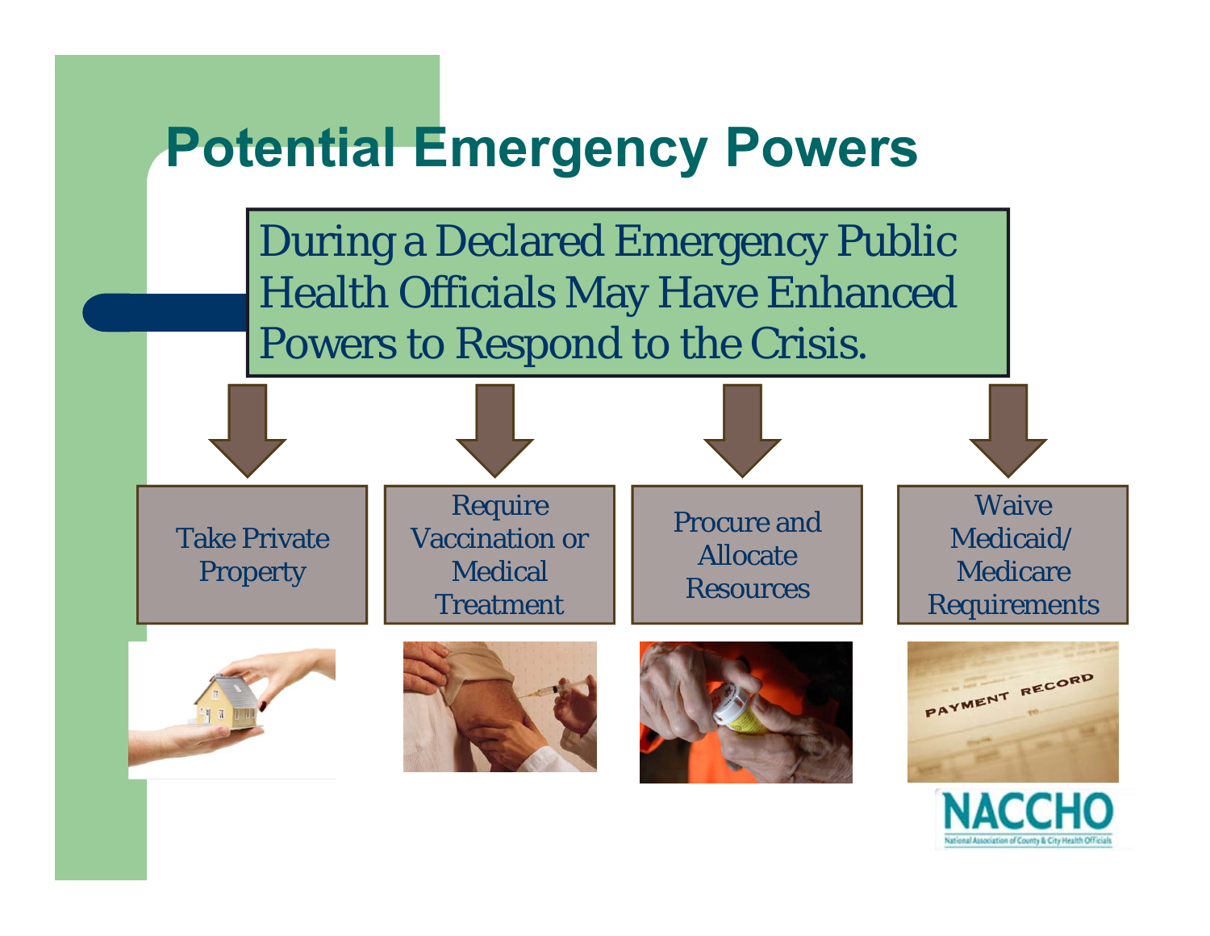# Potential Emergency Powers

During a Declared Emergency Public Health Officials May Have Enhanced Powers to Respond to the Crisis.

- Take Private Property
- Require Vaccination or Medical Treatment
- Procure and Allocate Resources
- Waive Medicaid/ Medicare Requirements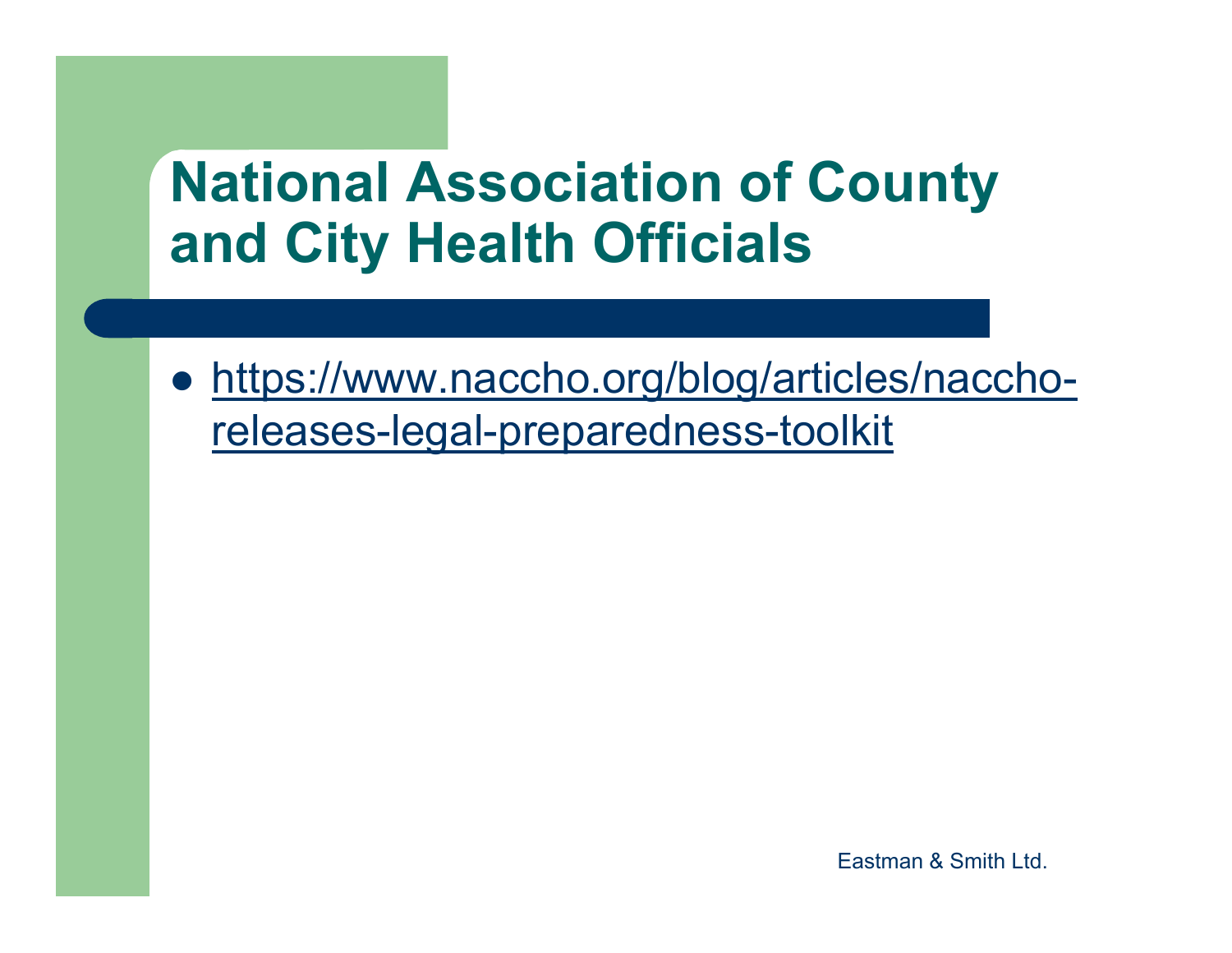# National Association of County and City Health Officials

- https://www.naccho.org/blog/articles/naccho-releases-legal-preparedness-toolkit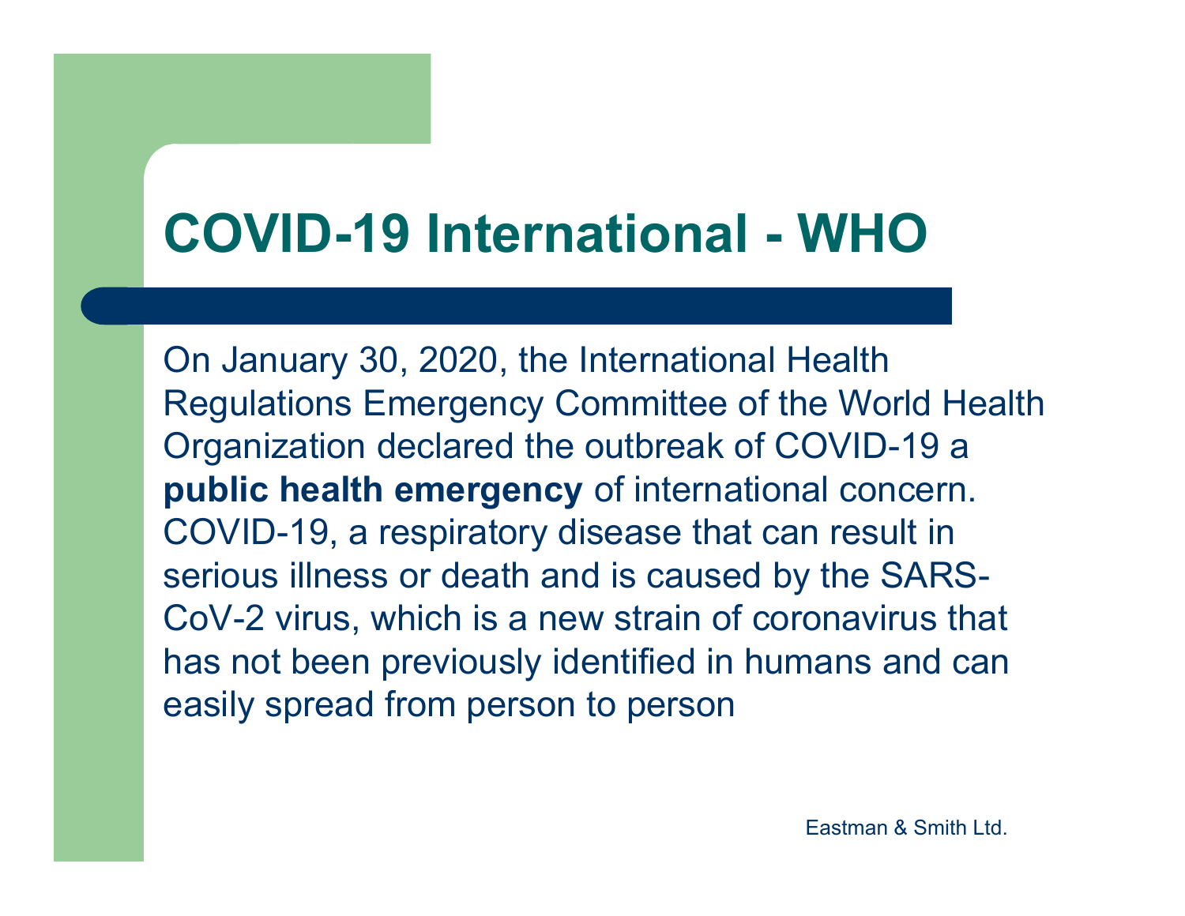# COVID-19 International - WHO

On January 30, 2020, the International Health Regulations Emergency Committee of the World Health Organization declared the outbreak of COVID-19 a **public health emergency** of international concern. COVID-19, a respiratory disease that can result in serious illness or death and is caused by the SARS-CoV-2 virus, which is a new strain of coronavirus that has not been previously identified in humans and can easily spread from person to person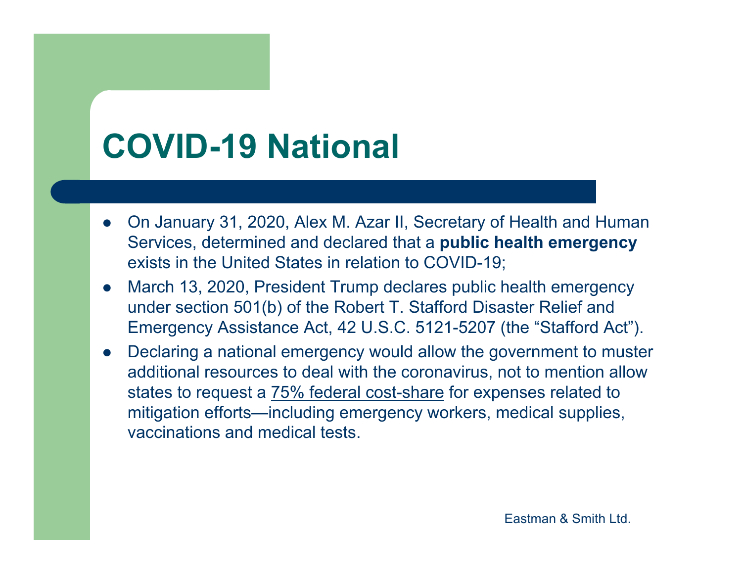# COVID-19 National

- On January 31, 2020, Alex M. Azar II, Secretary of Health and Human Services, determined and declared that a **public health emergency** exists in the United States in relation to COVID-19;
- March 13, 2020, President Trump declares public health emergency under section 501(b) of the Robert T. Stafford Disaster Relief and Emergency Assistance Act, 42 U.S.C. 5121-5207 (the "Stafford Act").
- Declaring a national emergency would allow the government to muster additional resources to deal with the coronavirus, not to mention allow states to request a 75% federal cost-share for expenses related to mitigation efforts—including emergency workers, medical supplies, vaccinations and medical tests.

Eastman & Smith Ltd.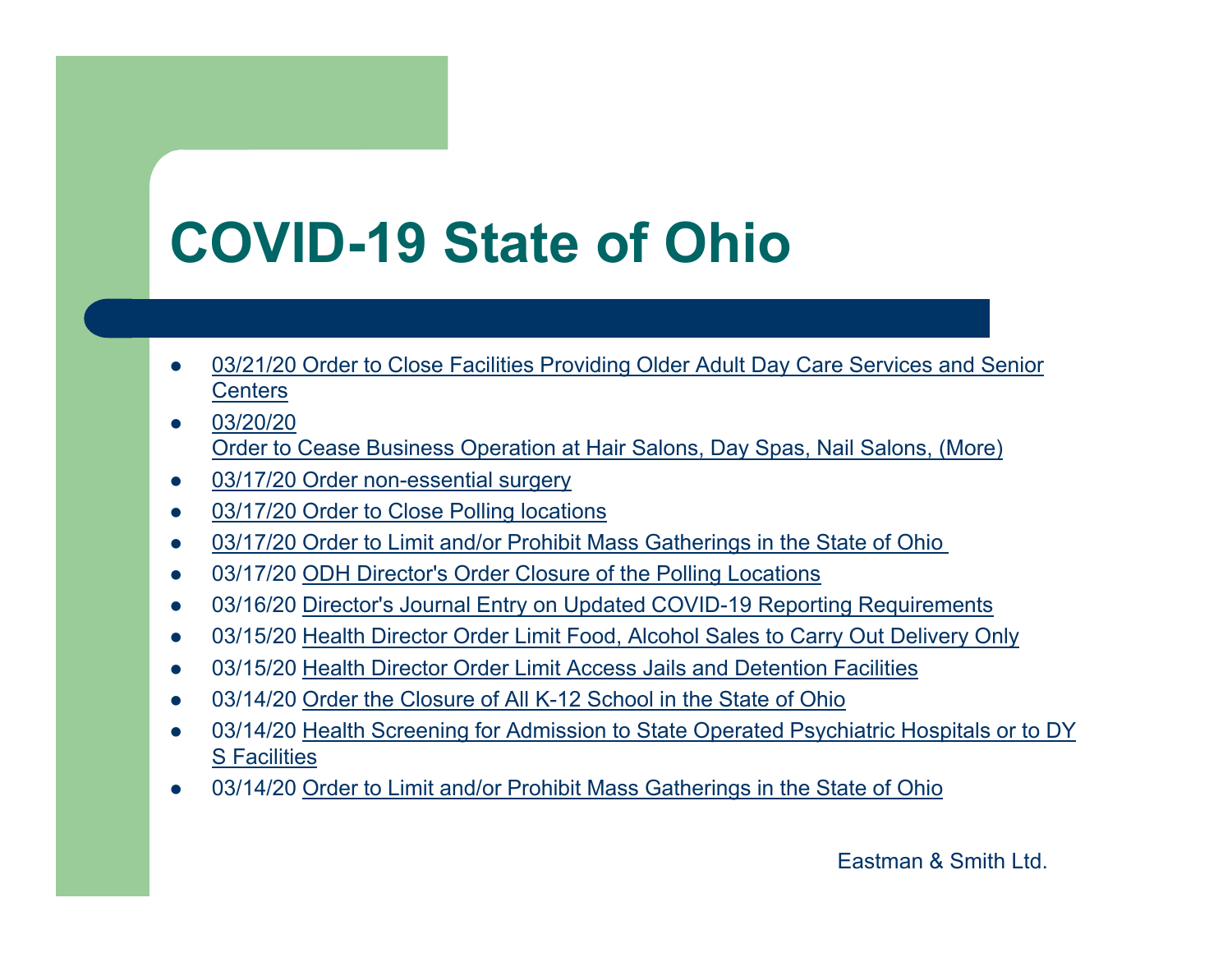# COVID-19 State of Ohio

- 03/21/20 Order to Close Facilities Providing Older Adult Day Care Services and Senior Centers
- 03/20/20 Order to Cease Business Operation at Hair Salons, Day Spas, Nail Salons, (More)
- 03/17/20 Order non-essential surgery
- 03/17/20 Order to Close Polling locations
- 03/17/20 Order to Limit and/or Prohibit Mass Gatherings in the State of Ohio
- 03/17/20 ODH Director's Order Closure of the Polling Locations
- 03/16/20 Director's Journal Entry on Updated COVID-19 Reporting Requirements
- 03/15/20 Health Director Order Limit Food, Alcohol Sales to Carry Out Delivery Only
- 03/15/20 Health Director Order Limit Access Jails and Detention Facilities
- 03/14/20 Order the Closure of All K-12 School in the State of Ohio
- 03/14/20 Health Screening for Admission to State Operated Psychiatric Hospitals or to DYS Facilities
- 03/14/20 Order to Limit and/or Prohibit Mass Gatherings in the State of Ohio

Eastman & Smith Ltd.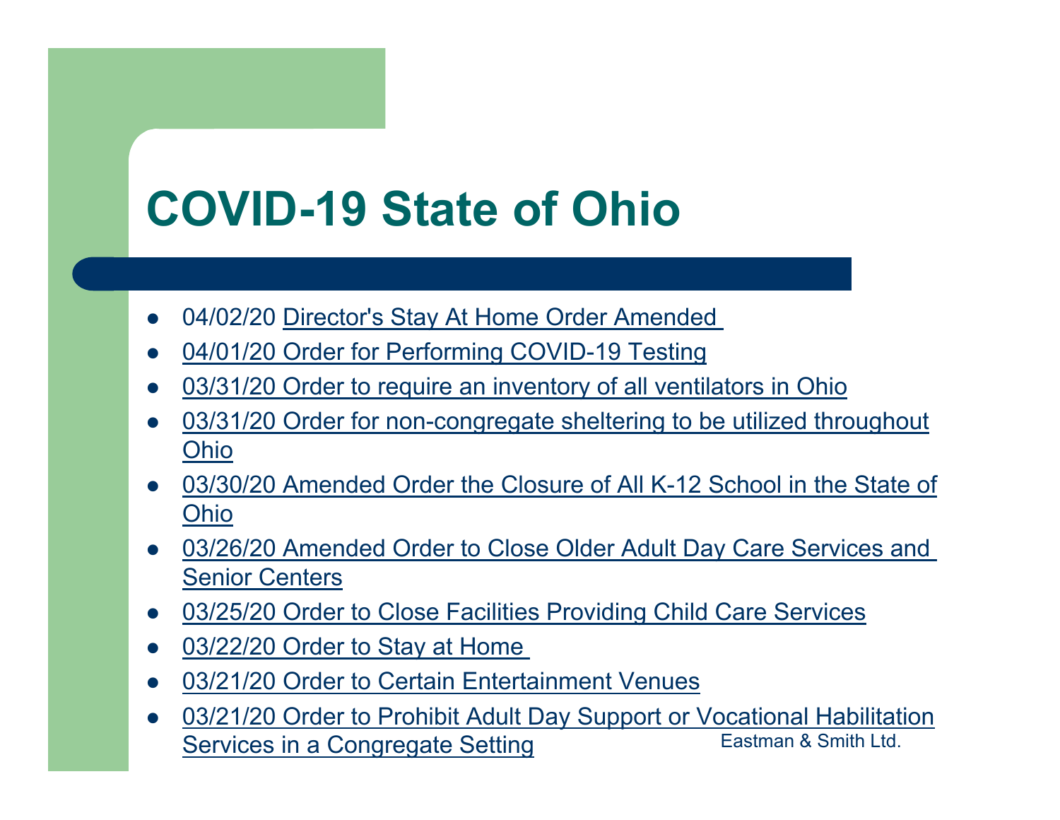# COVID-19 State of Ohio

- 04/02/20 Director's Stay At Home Order Amended
- 04/01/20 Order for Performing COVID-19 Testing
- 03/31/20 Order to require an inventory of all ventilators in Ohio
- 03/31/20 Order for non-congregate sheltering to be utilized throughout Ohio
- 03/30/20 Amended Order the Closure of All K-12 School in the State of Ohio
- 03/26/20 Amended Order to Close Older Adult Day Care Services and Senior Centers
- 03/25/20 Order to Close Facilities Providing Child Care Services
- 03/22/20 Order to Stay at Home
- 03/21/20 Order to Certain Entertainment Venues
- 03/21/20 Order to Prohibit Adult Day Support or Vocational Habilitation Services in a Congregate Setting

Eastman & Smith Ltd.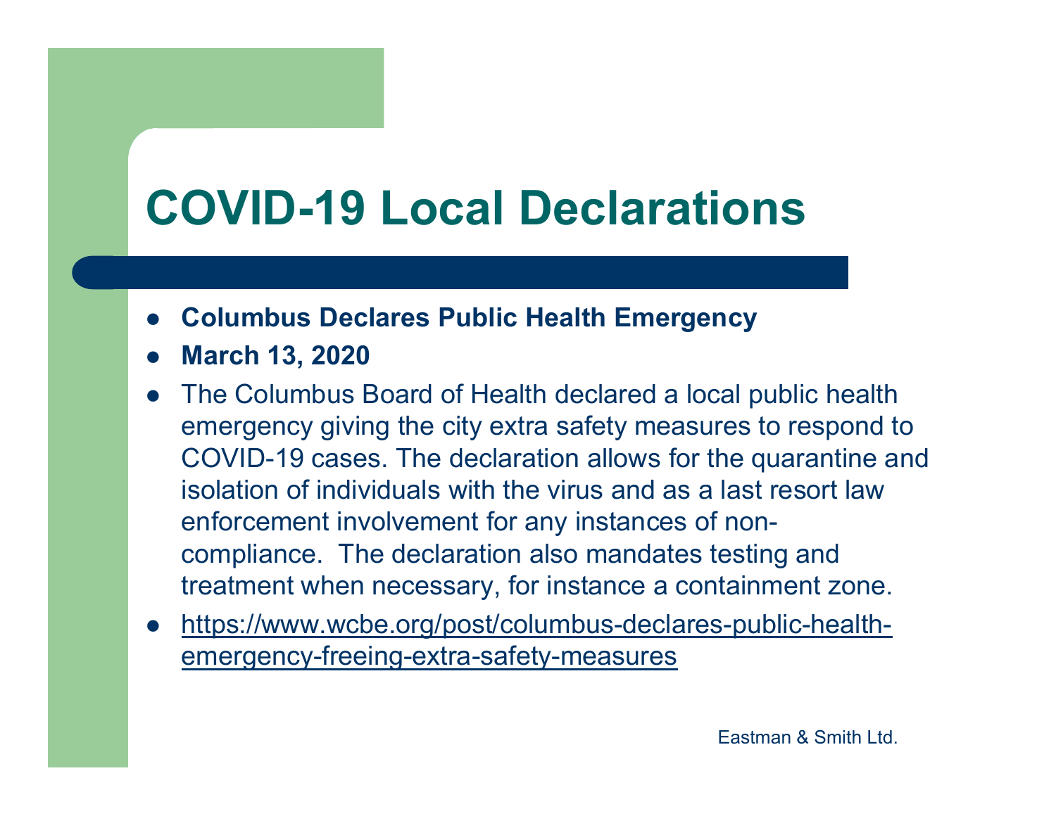# COVID-19 Local Declarations

- **Columbus Declares Public Health Emergency**
- **March 13, 2020**
- The Columbus Board of Health declared a local public health emergency giving the city extra safety measures to respond to COVID-19 cases. The declaration allows for the quarantine and isolation of individuals with the virus and as a last resort law enforcement involvement for any instances of non-compliance. The declaration also mandates testing and treatment when necessary, for instance a containment zone.
- [https://www.wcbe.org/post/columbus-declares-public-health-emergency-freeing-extra-safety-measures](https://www.wcbe.org/post/columbus-declares-public-health-emergency-freeing-extra-safety-measures)

Eastman & Smith Ltd.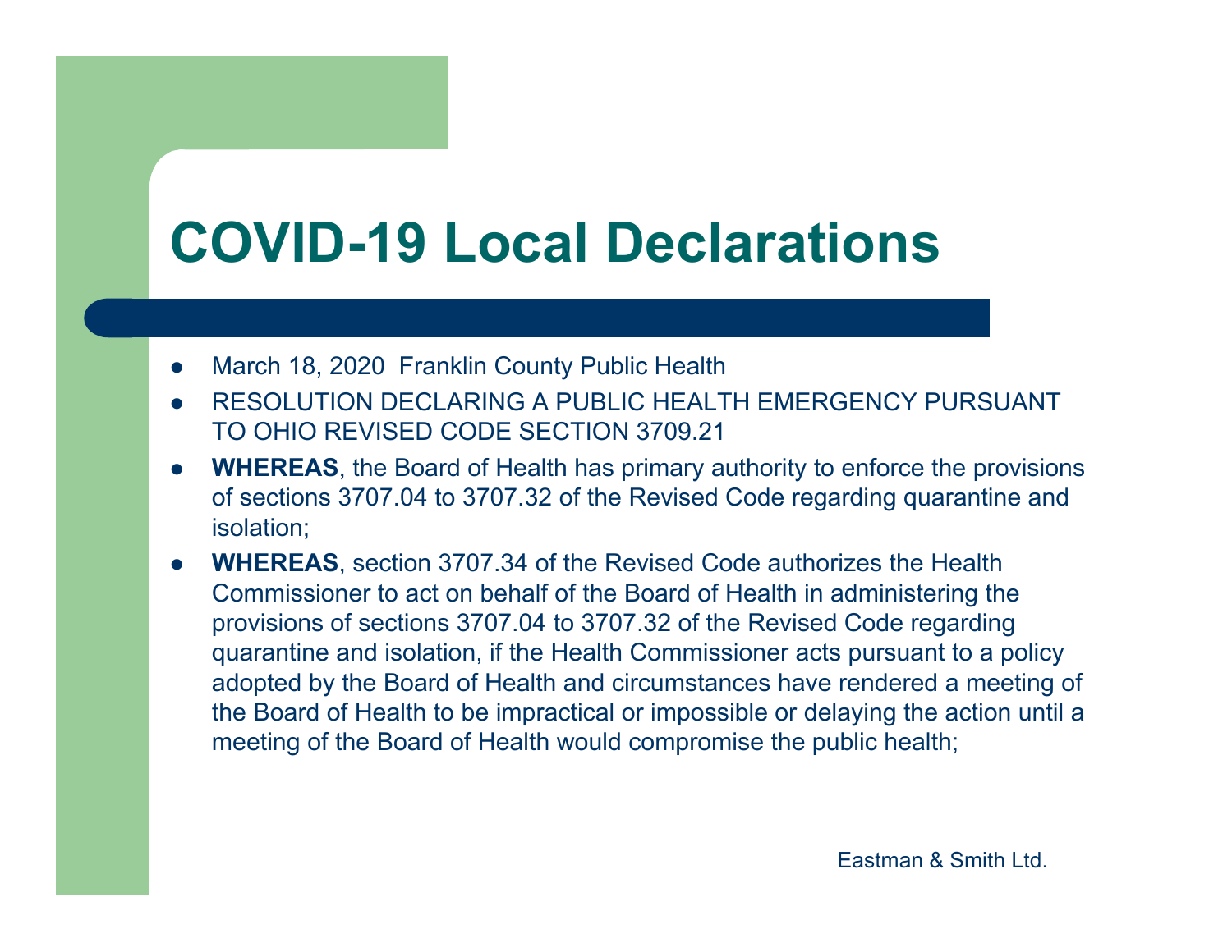# COVID-19 Local Declarations

- March 18, 2020  Franklin County Public Health
- RESOLUTION DECLARING A PUBLIC HEALTH EMERGENCY PURSUANT TO OHIO REVISED CODE SECTION 3709.21
- **WHEREAS**, the Board of Health has primary authority to enforce the provisions of sections 3707.04 to 3707.32 of the Revised Code regarding quarantine and isolation;
- **WHEREAS**, section 3707.34 of the Revised Code authorizes the Health Commissioner to act on behalf of the Board of Health in administering the provisions of sections 3707.04 to 3707.32 of the Revised Code regarding quarantine and isolation, if the Health Commissioner acts pursuant to a policy adopted by the Board of Health and circumstances have rendered a meeting of the Board of Health to be impractical or impossible or delaying the action until a meeting of the Board of Health would compromise the public health;

Eastman & Smith Ltd.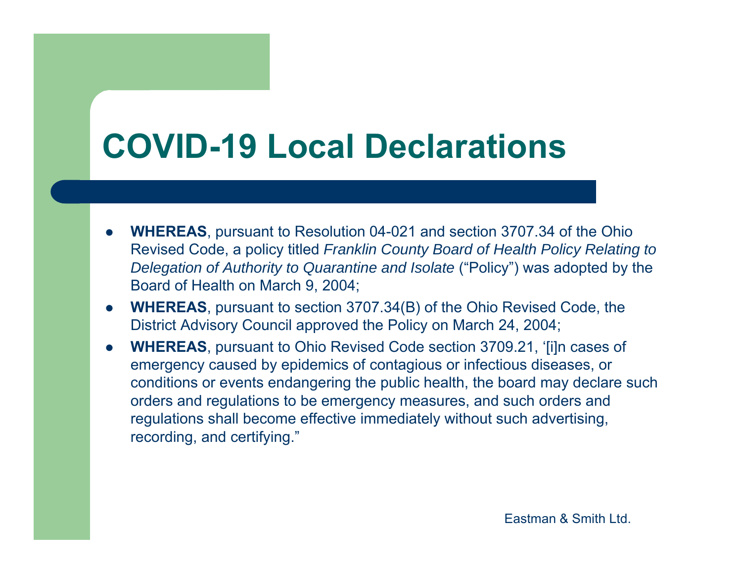# COVID-19 Local Declarations

- **WHEREAS**, pursuant to Resolution 04-021 and section 3707.34 of the Ohio Revised Code, a policy titled *Franklin County Board of Health Policy Relating to Delegation of Authority to Quarantine and Isolate* ("Policy") was adopted by the Board of Health on March 9, 2004;
- **WHEREAS**, pursuant to section 3707.34(B) of the Ohio Revised Code, the District Advisory Council approved the Policy on March 24, 2004;
- **WHEREAS**, pursuant to Ohio Revised Code section 3709.21, '[i]n cases of emergency caused by epidemics of contagious or infectious diseases, or conditions or events endangering the public health, the board may declare such orders and regulations to be emergency measures, and such orders and regulations shall become effective immediately without such advertising, recording, and certifying."

Eastman & Smith Ltd.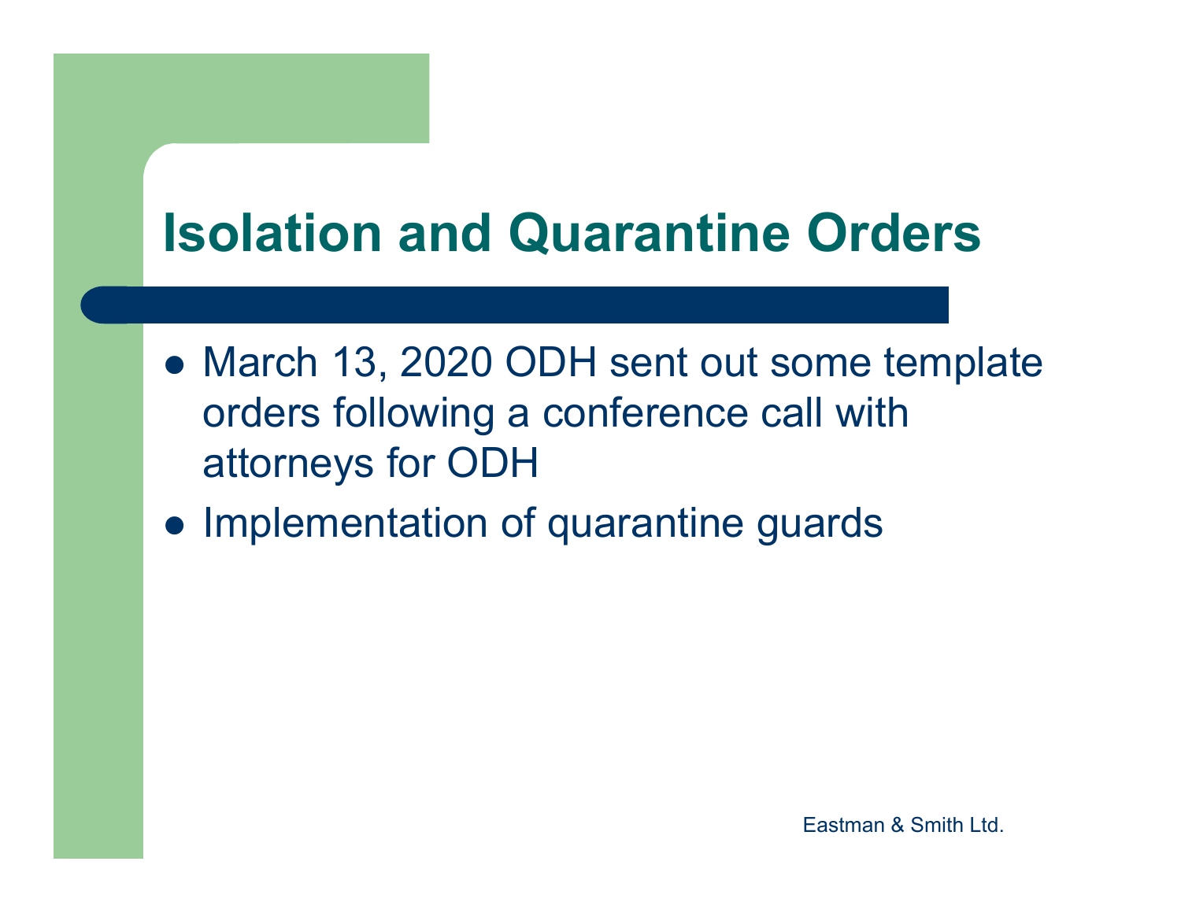# Isolation and Quarantine Orders

- March 13, 2020 ODH sent out some template orders following a conference call with attorneys for ODH
- Implementation of quarantine guards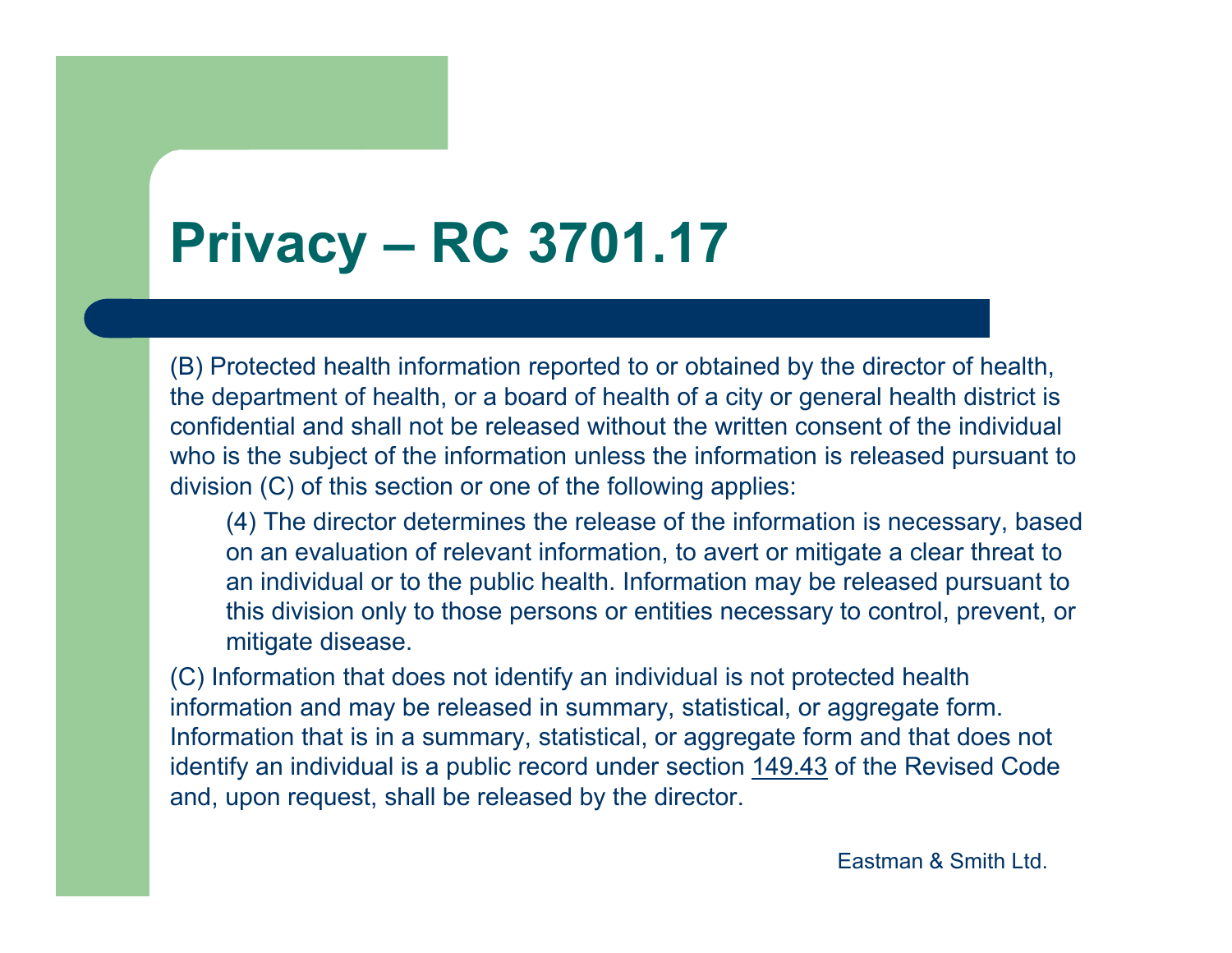# Privacy – RC 3701.17

(B) Protected health information reported to or obtained by the director of health, the department of health, or a board of health of a city or general health district is confidential and shall not be released without the written consent of the individual who is the subject of the information unless the information is released pursuant to division (C) of this section or one of the following applies:

> (4) The director determines the release of the information is necessary, based on an evaluation of relevant information, to avert or mitigate a clear threat to an individual or to the public health. Information may be released pursuant to this division only to those persons or entities necessary to control, prevent, or mitigate disease.

(C) Information that does not identify an individual is not protected health information and may be released in summary, statistical, or aggregate form. Information that is in a summary, statistical, or aggregate form and that does not identify an individual is a public record under section 149.43 of the Revised Code and, upon request, shall be released by the director.

Eastman & Smith Ltd.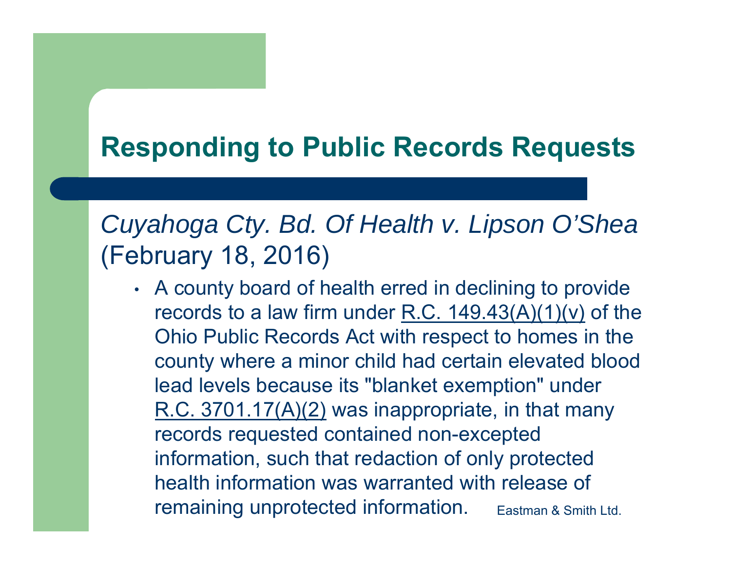# Responding to Public Records Requests

*Cuyahoga Cty. Bd. Of Health v. Lipson O'Shea* (February 18, 2016)

- A county board of health erred in declining to provide records to a law firm under R.C. 149.43(A)(1)(v) of the Ohio Public Records Act with respect to homes in the county where a minor child had certain elevated blood lead levels because its "blanket exemption" under R.C. 3701.17(A)(2) was inappropriate, in that many records requested contained non-excepted information, such that redaction of only protected health information was warranted with release of remaining unprotected information.

Eastman & Smith Ltd.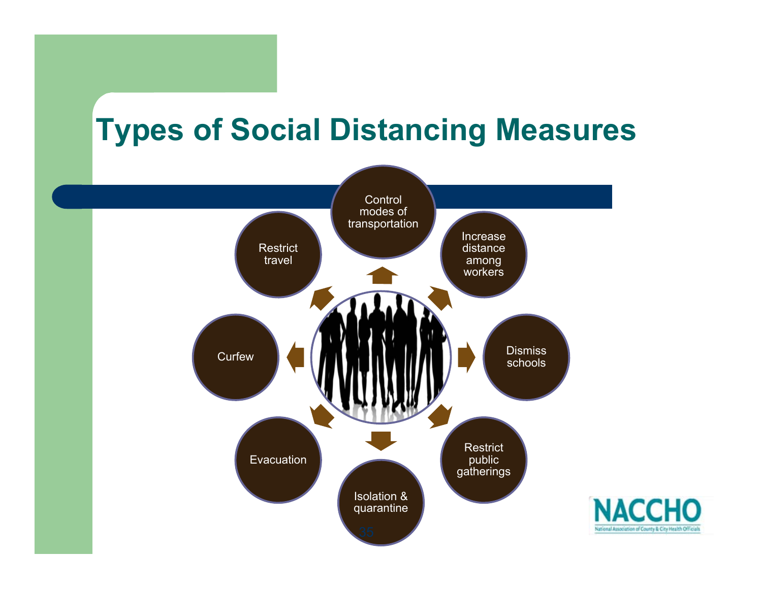# Types of Social Distancing Measures

- Control modes of transportation
- Increase distance among workers
- Dismiss schools
- Restrict public gatherings
- Isolation & quarantine
- Evacuation
- Curfew
- Restrict travel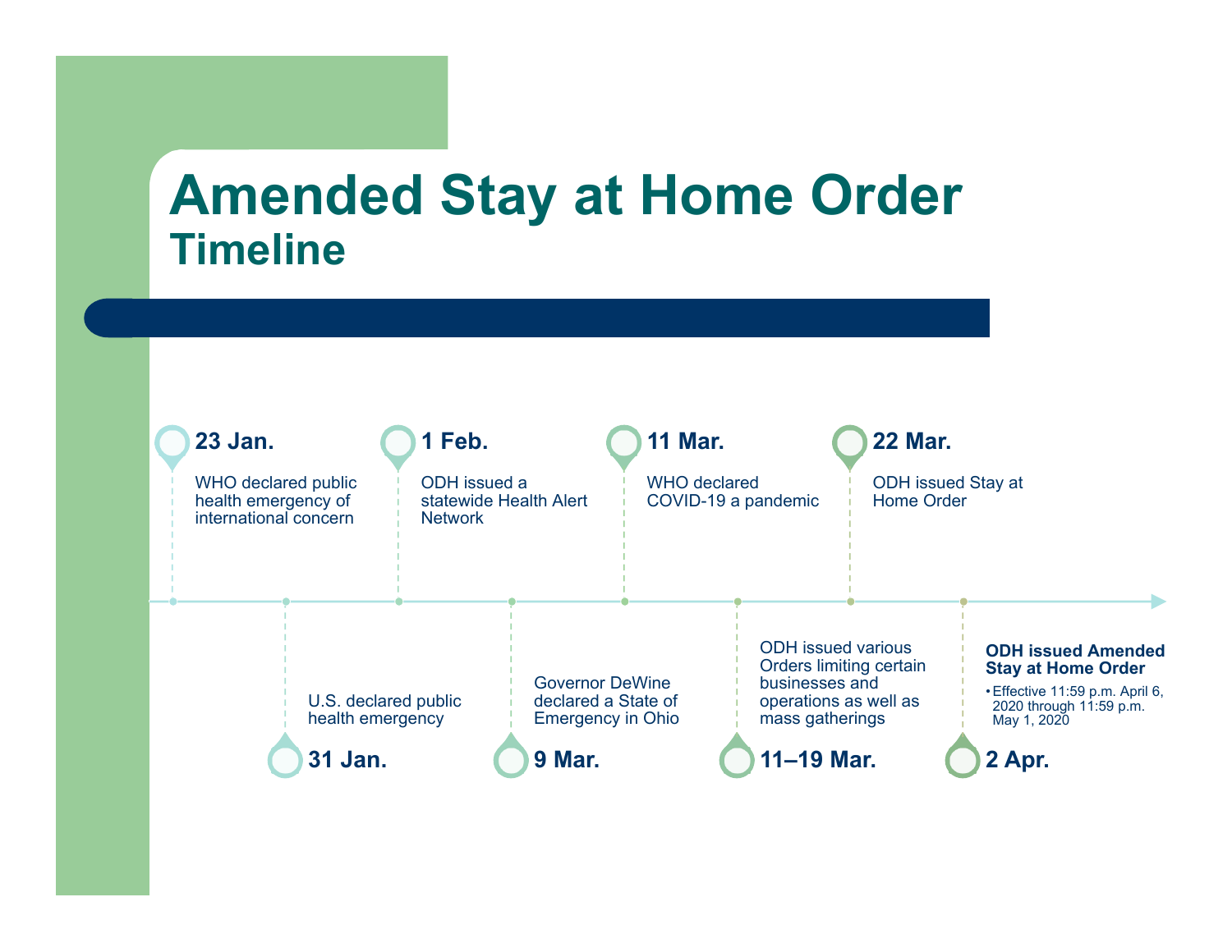# Amended Stay at Home Order

## Timeline

**23 Jan.**
WHO declared public health emergency of international concern

**31 Jan.**
U.S. declared public health emergency

**1 Feb.**
ODH issued a statewide Health Alert Network

**9 Mar.**
Governor DeWine declared a State of Emergency in Ohio

**11 Mar.**
WHO declared COVID-19 a pandemic

**11–19 Mar.**
ODH issued various Orders limiting certain businesses and operations as well as mass gatherings

**22 Mar.**
ODH issued Stay at Home Order

**2 Apr.**
**ODH issued Amended Stay at Home Order**

- Effective 11:59 p.m. April 6, 2020 through 11:59 p.m. May 1, 2020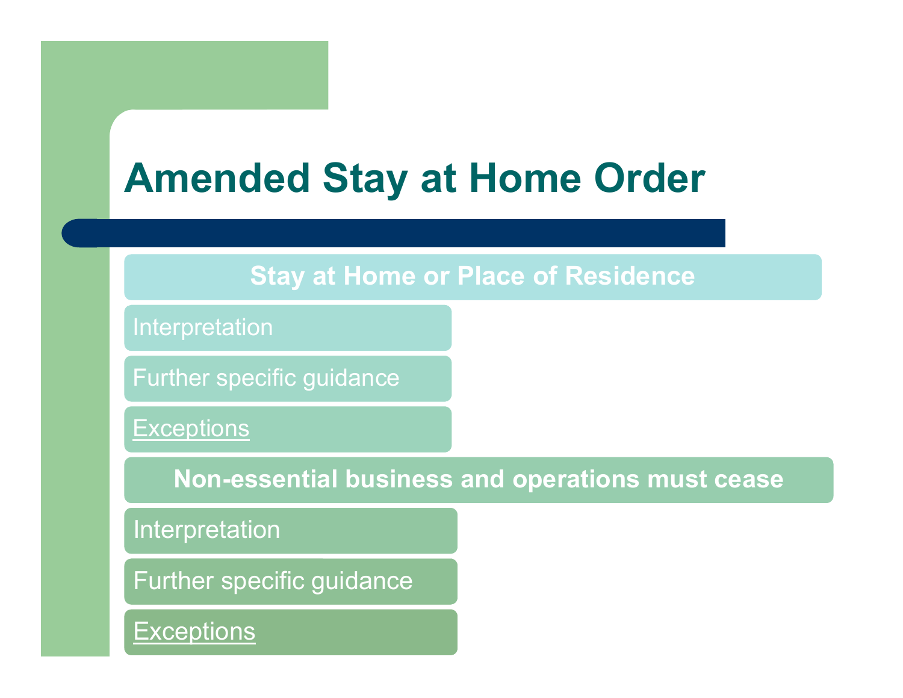# Amended Stay at Home Order

## Stay at Home or Place of Residence

- Interpretation
- Further specific guidance
- Exceptions

## Non-essential business and operations must cease

- Interpretation
- Further specific guidance
- Exceptions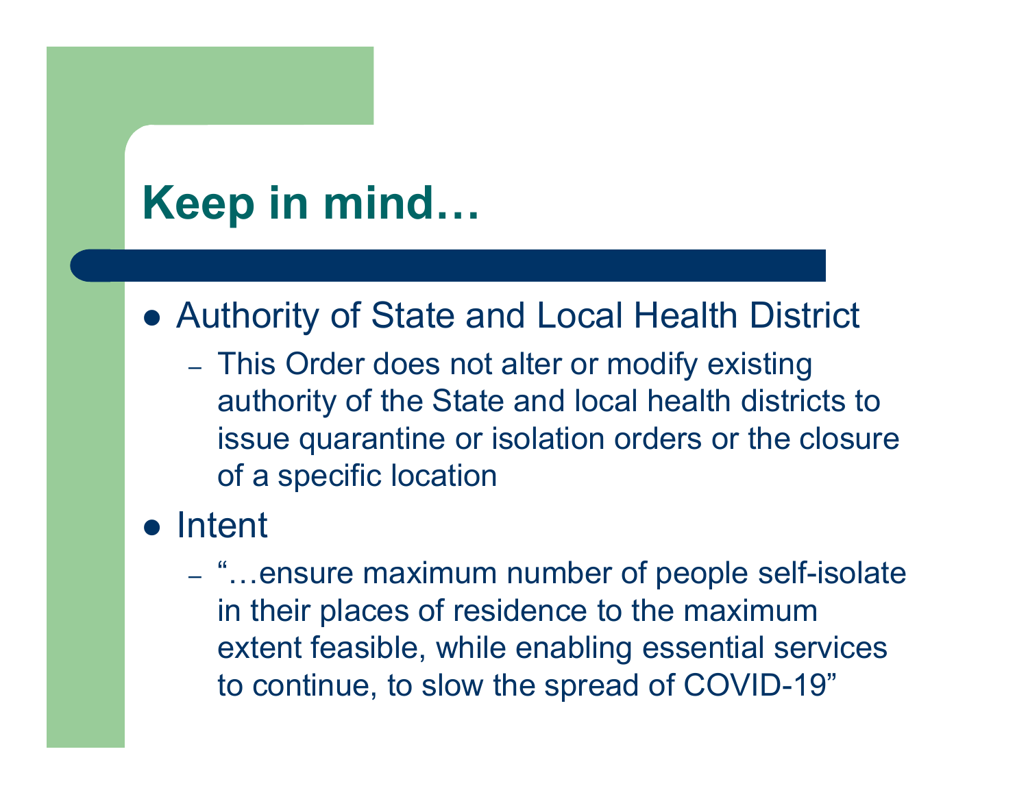# Keep in mind…

- Authority of State and Local Health District
  - This Order does not alter or modify existing authority of the State and local health districts to issue quarantine or isolation orders or the closure of a specific location
- Intent
  - "…ensure maximum number of people self-isolate in their places of residence to the maximum extent feasible, while enabling essential services to continue, to slow the spread of COVID-19"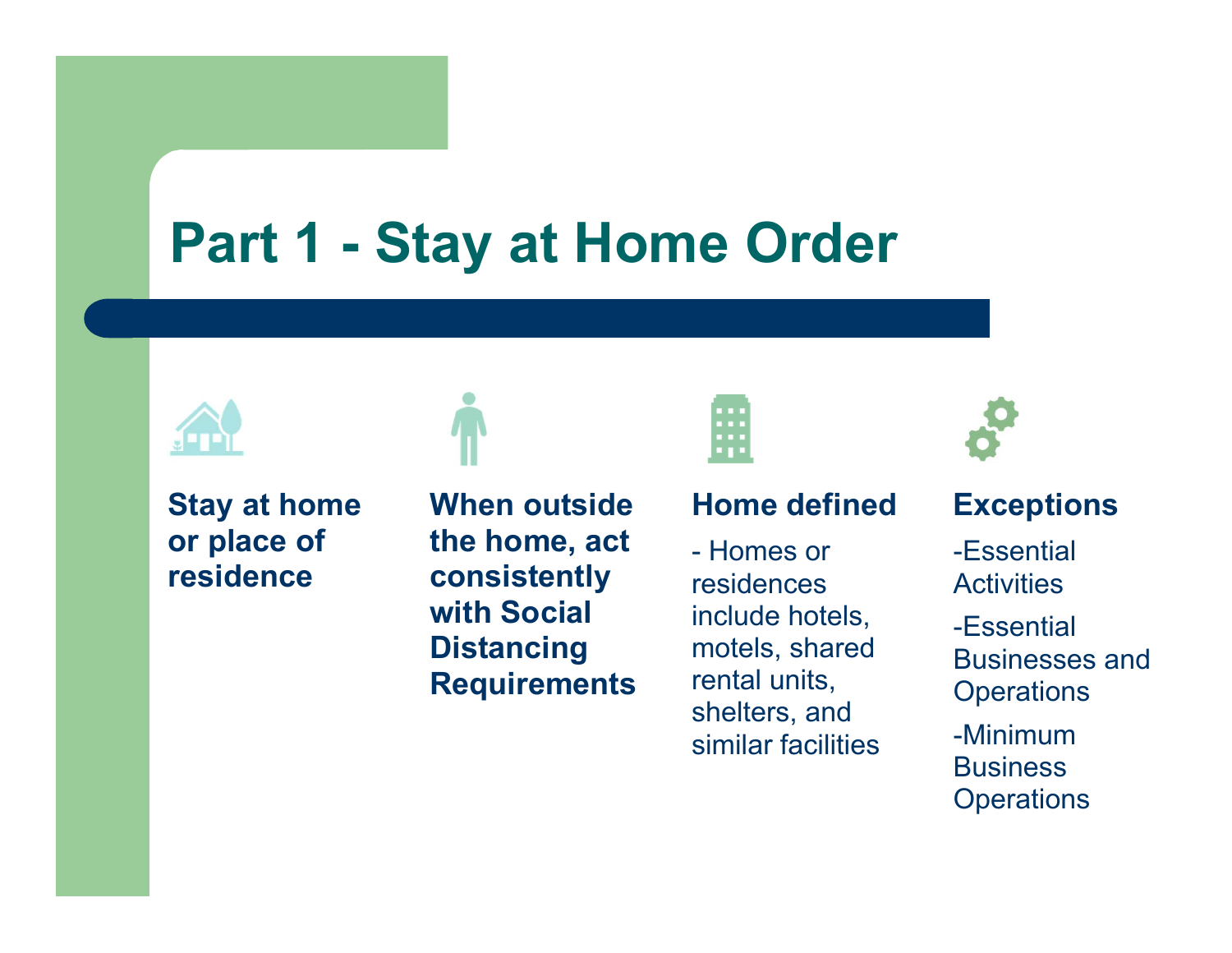# Part 1 - Stay at Home Order

**Stay at home or place of residence**

**When outside the home, act consistently with Social Distancing Requirements**

**Home defined**

- Homes or residences include hotels, motels, shared rental units, shelters, and similar facilities

**Exceptions**

-Essential Activities

-Essential Businesses and Operations

-Minimum Business Operations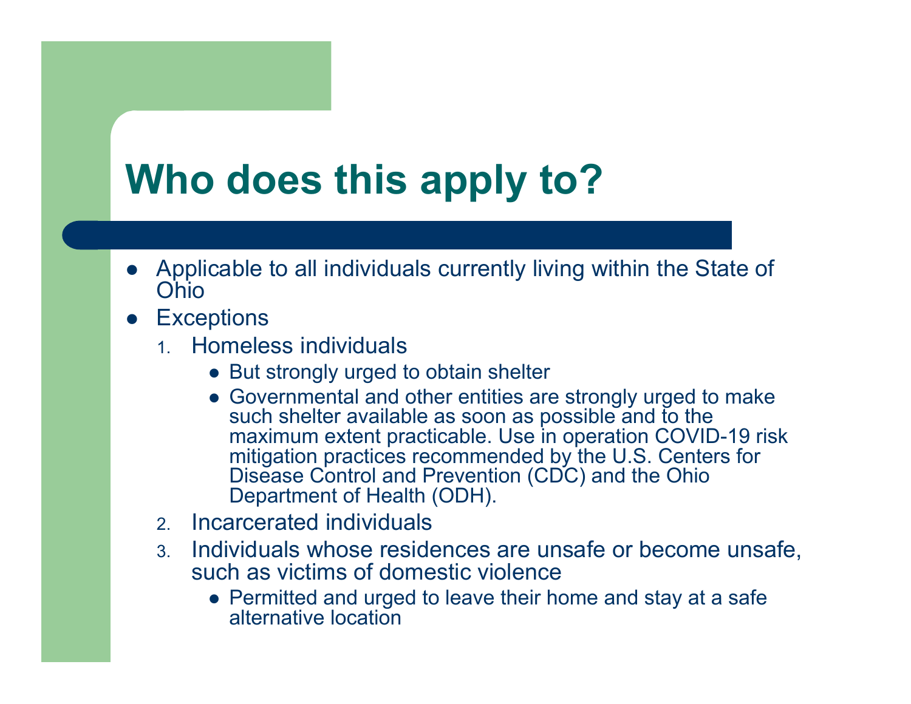# Who does this apply to?

- Applicable to all individuals currently living within the State of Ohio
- Exceptions
  1. Homeless individuals
     - But strongly urged to obtain shelter
     - Governmental and other entities are strongly urged to make such shelter available as soon as possible and to the maximum extent practicable. Use in operation COVID-19 risk mitigation practices recommended by the U.S. Centers for Disease Control and Prevention (CDC) and the Ohio Department of Health (ODH).
  2. Incarcerated individuals
  3. Individuals whose residences are unsafe or become unsafe, such as victims of domestic violence
     - Permitted and urged to leave their home and stay at a safe alternative location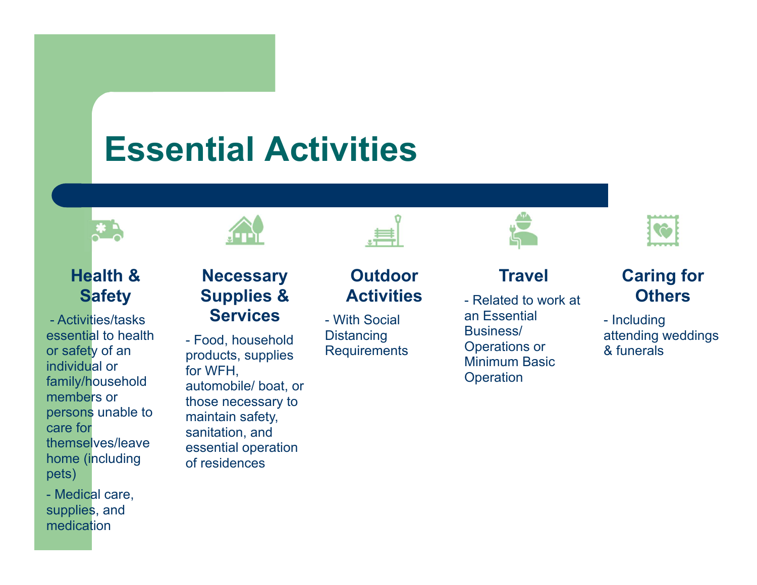# Essential Activities

### Health & Safety

- Activities/tasks essential to health or safety of an individual or family/household members or persons unable to care for themselves/leave home (including pets)
- Medical care, supplies, and medication

### Necessary Supplies & Services

- Food, household products, supplies for WFH, automobile/ boat, or those necessary to maintain safety, sanitation, and essential operation of residences

### Outdoor Activities

- With Social Distancing Requirements

### Travel

- Related to work at an Essential Business/ Operations or Minimum Basic Operation

### Caring for Others

- Including attending weddings & funerals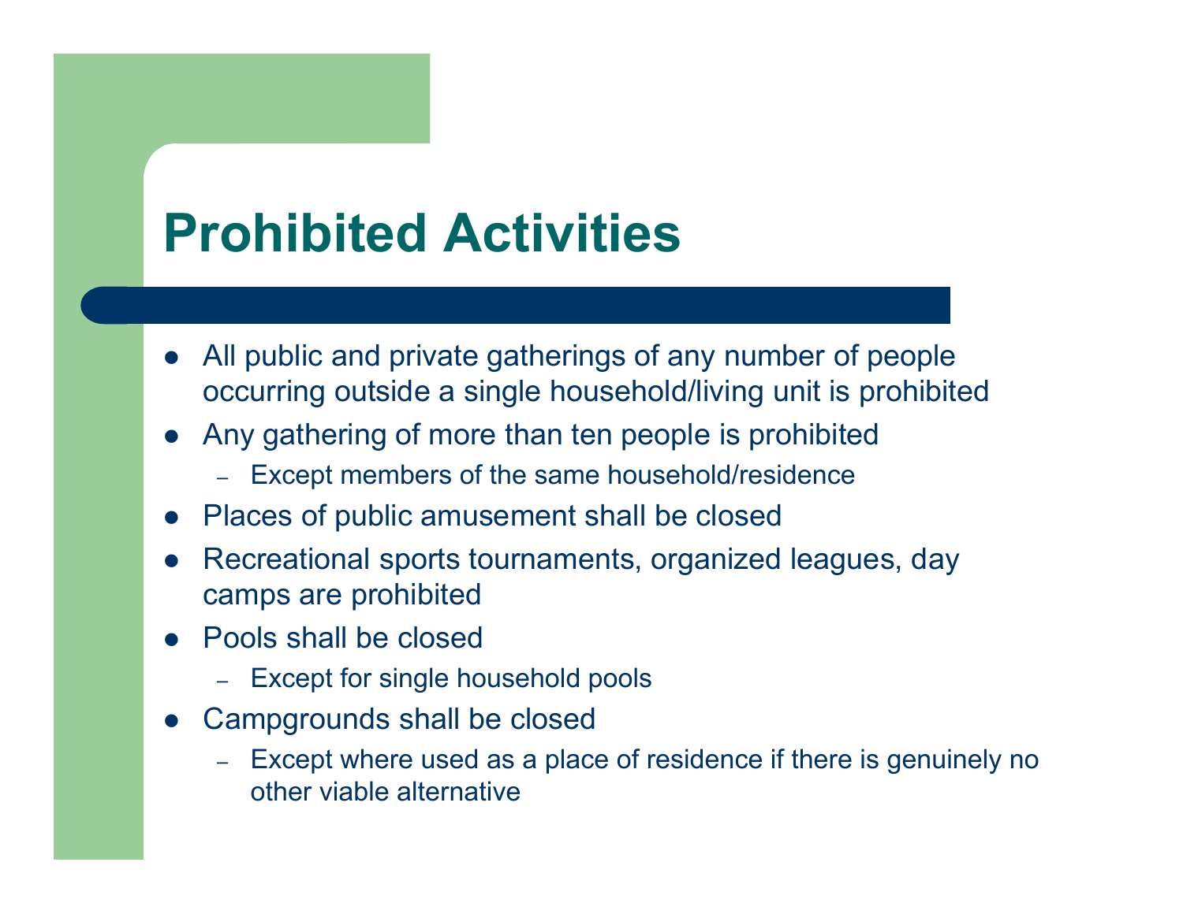# Prohibited Activities

- All public and private gatherings of any number of people occurring outside a single household/living unit is prohibited
- Any gathering of more than ten people is prohibited
  - Except members of the same household/residence
- Places of public amusement shall be closed
- Recreational sports tournaments, organized leagues, day camps are prohibited
- Pools shall be closed
  - Except for single household pools
- Campgrounds shall be closed
  - Except where used as a place of residence if there is genuinely no other viable alternative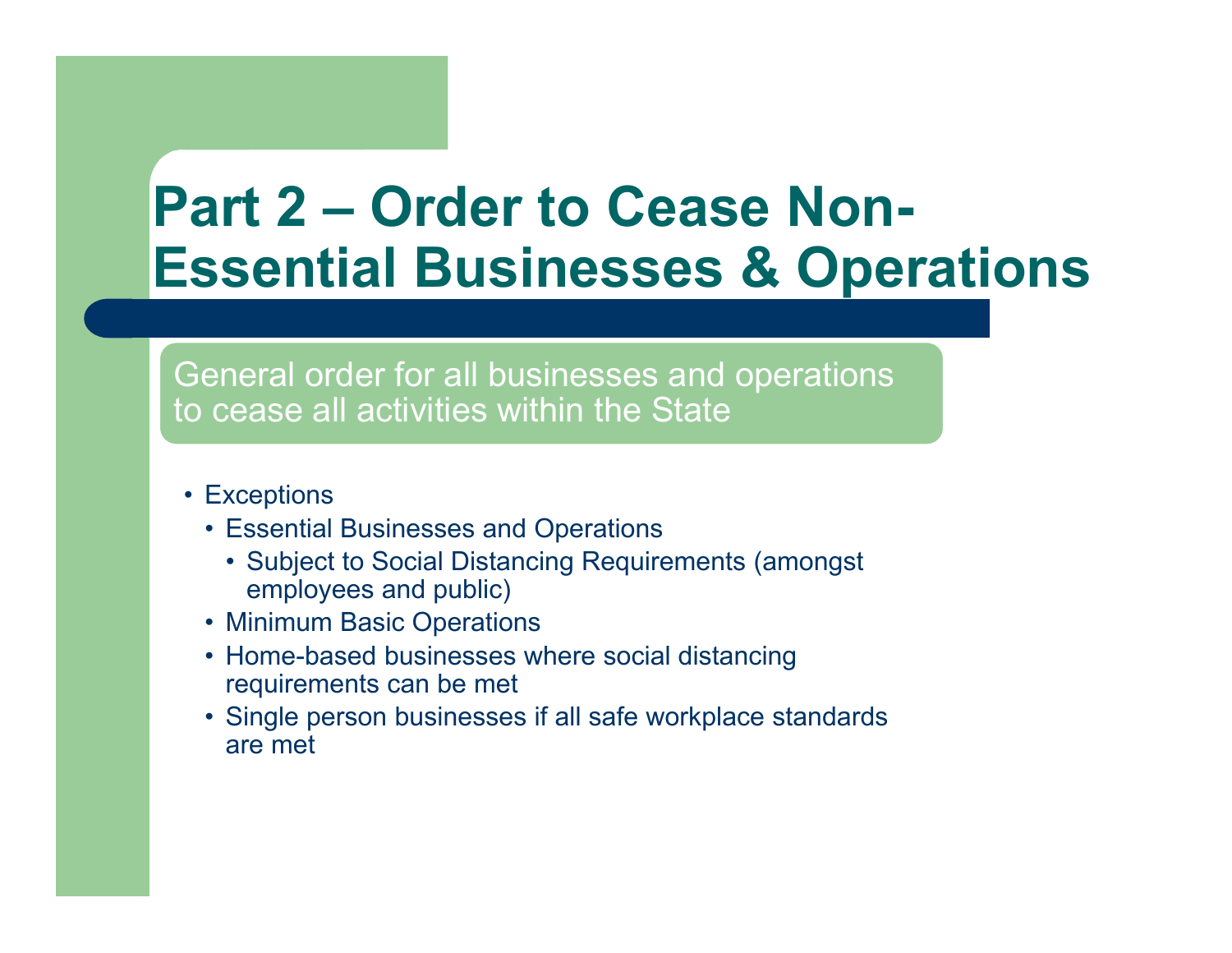# Part 2 – Order to Cease Non-Essential Businesses & Operations

General order for all businesses and operations to cease all activities within the State

- Exceptions
  - Essential Businesses and Operations
    - Subject to Social Distancing Requirements (amongst employees and public)
  - Minimum Basic Operations
  - Home-based businesses where social distancing requirements can be met
  - Single person businesses if all safe workplace standards are met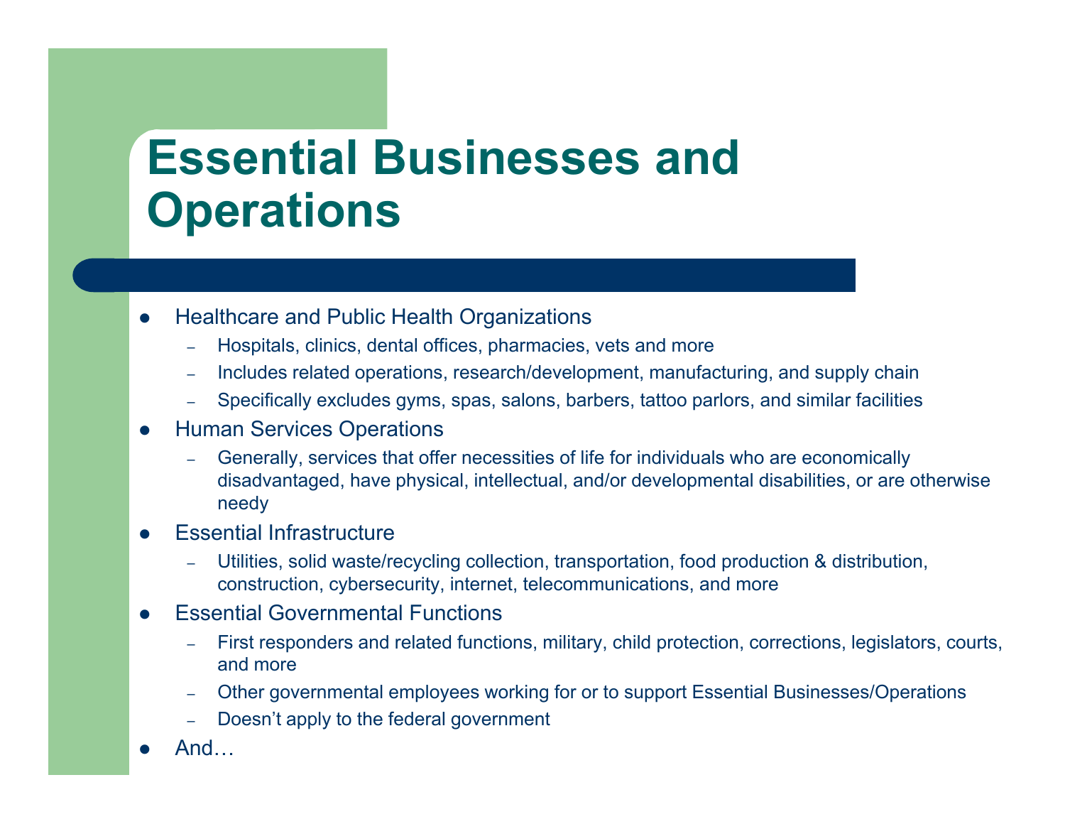# Essential Businesses and Operations

- Healthcare and Public Health Organizations
  - Hospitals, clinics, dental offices, pharmacies, vets and more
  - Includes related operations, research/development, manufacturing, and supply chain
  - Specifically excludes gyms, spas, salons, barbers, tattoo parlors, and similar facilities
- Human Services Operations
  - Generally, services that offer necessities of life for individuals who are economically disadvantaged, have physical, intellectual, and/or developmental disabilities, or are otherwise needy
- Essential Infrastructure
  - Utilities, solid waste/recycling collection, transportation, food production & distribution, construction, cybersecurity, internet, telecommunications, and more
- Essential Governmental Functions
  - First responders and related functions, military, child protection, corrections, legislators, courts, and more
  - Other governmental employees working for or to support Essential Businesses/Operations
  - Doesn’t apply to the federal government
- And…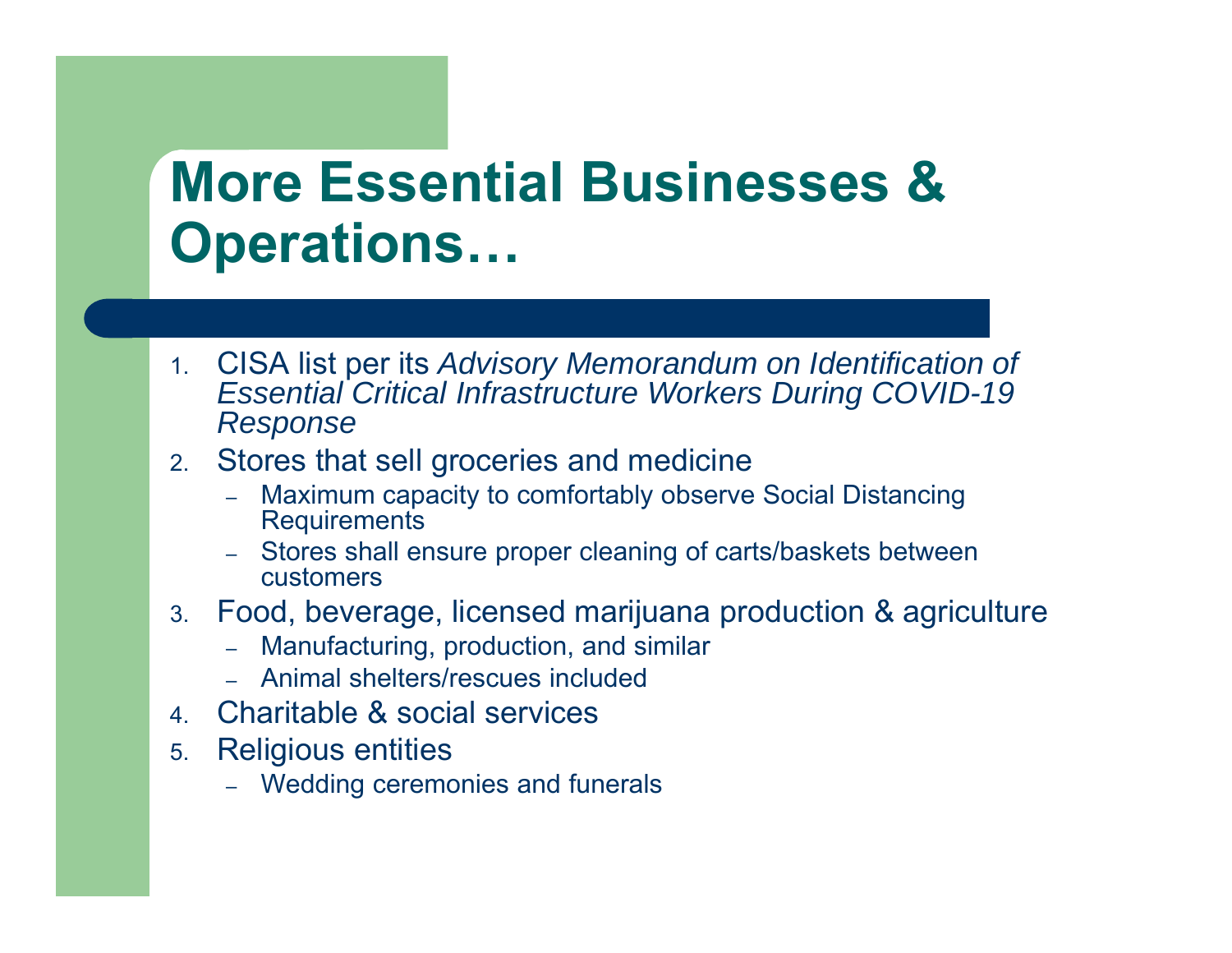# More Essential Businesses & Operations…

1. CISA list per its *Advisory Memorandum on Identification of Essential Critical Infrastructure Workers During COVID-19 Response*
2. Stores that sell groceries and medicine
   - Maximum capacity to comfortably observe Social Distancing Requirements
   - Stores shall ensure proper cleaning of carts/baskets between customers
3. Food, beverage, licensed marijuana production & agriculture
   - Manufacturing, production, and similar
   - Animal shelters/rescues included
4. Charitable & social services
5. Religious entities
   - Wedding ceremonies and funerals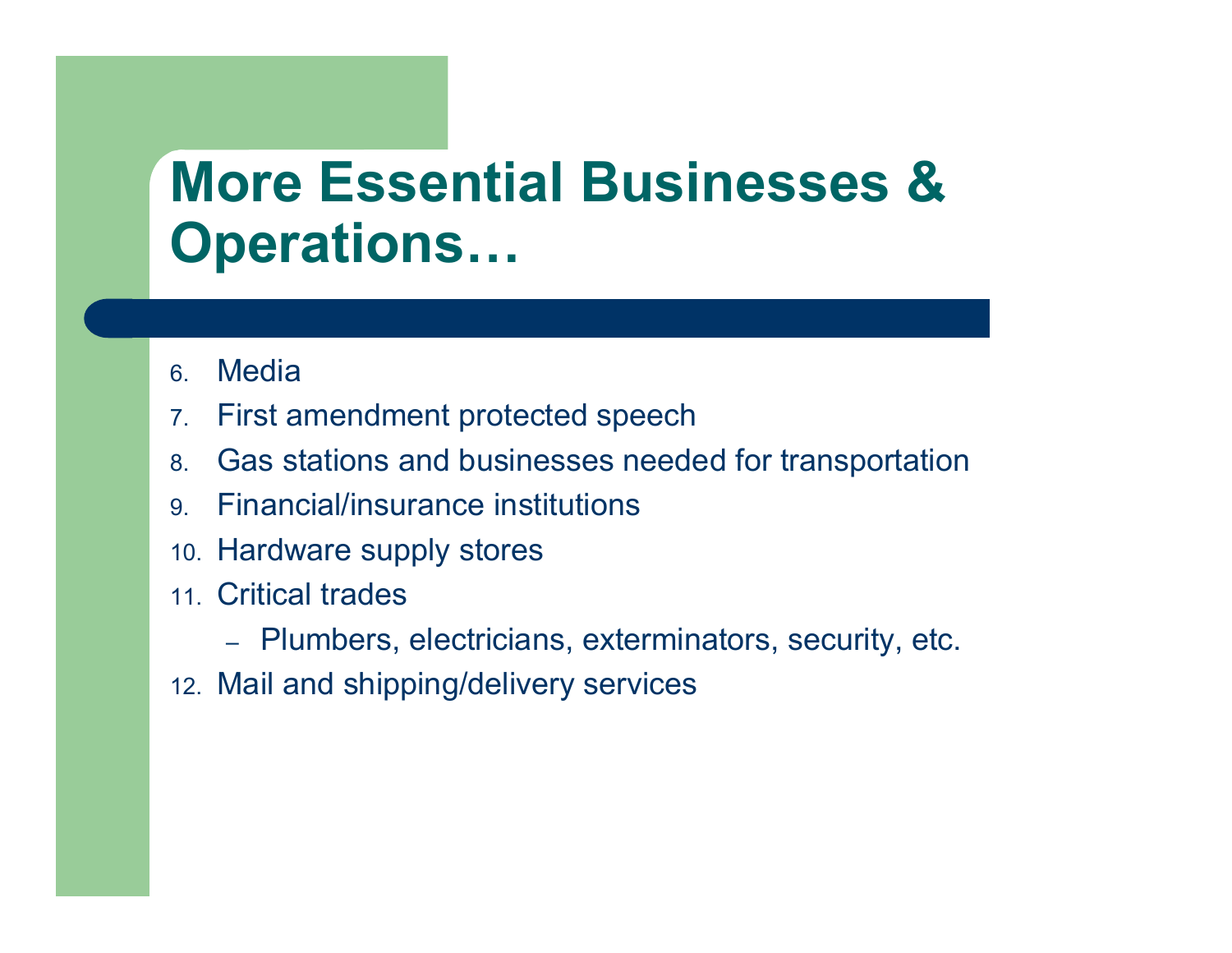# More Essential Businesses & Operations…

6. Media
7. First amendment protected speech
8. Gas stations and businesses needed for transportation
9. Financial/insurance institutions
10. Hardware supply stores
11. Critical trades
    - Plumbers, electricians, exterminators, security, etc.
12. Mail and shipping/delivery services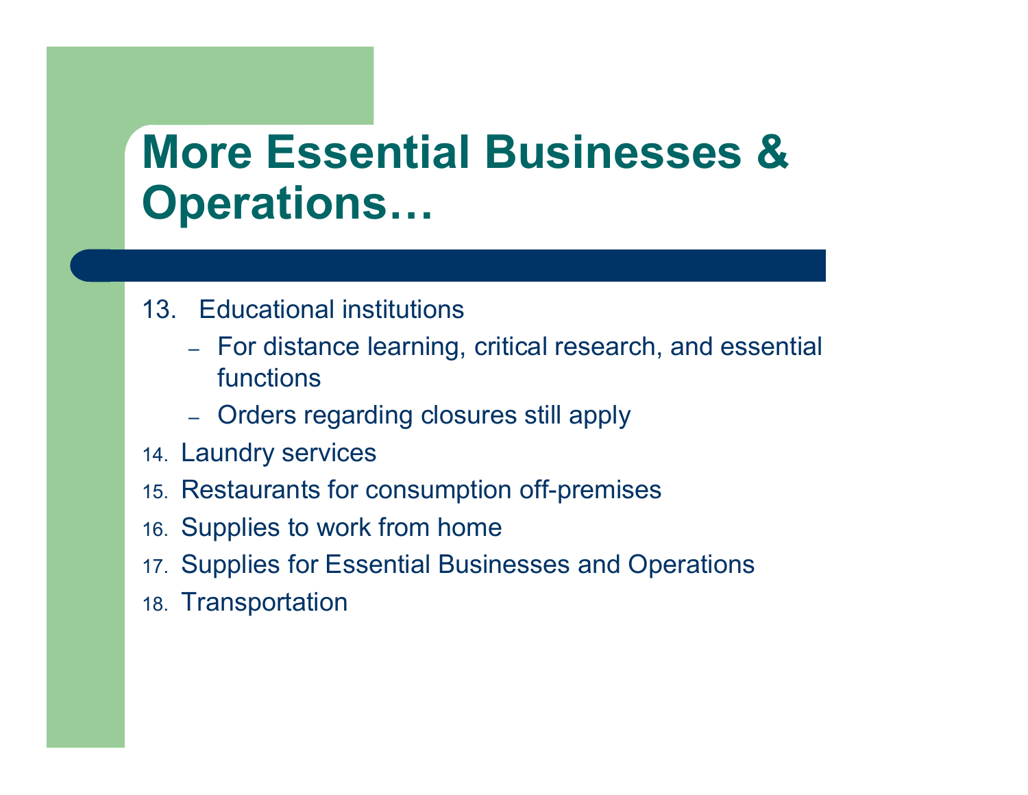# More Essential Businesses & Operations…

13. Educational institutions
    - For distance learning, critical research, and essential functions
    - Orders regarding closures still apply
14. Laundry services
15. Restaurants for consumption off-premises
16. Supplies to work from home
17. Supplies for Essential Businesses and Operations
18. Transportation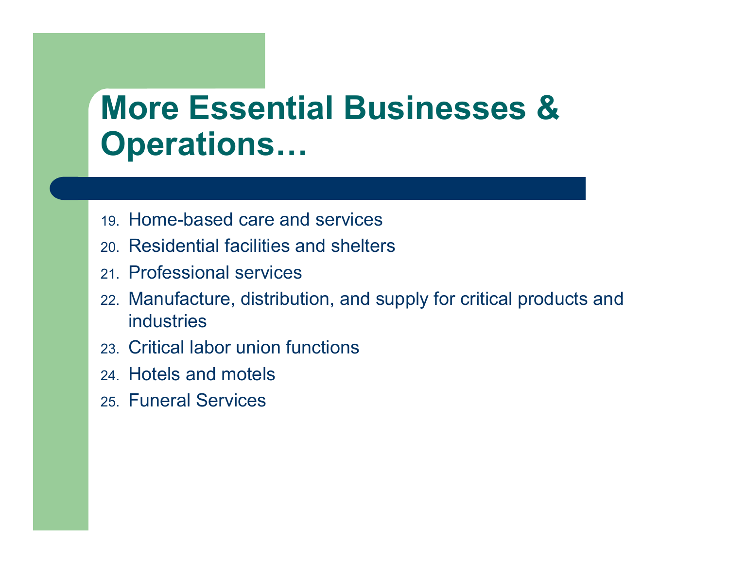# More Essential Businesses & Operations…

19. Home-based care and services
20. Residential facilities and shelters
21. Professional services
22. Manufacture, distribution, and supply for critical products and industries
23. Critical labor union functions
24. Hotels and motels
25. Funeral Services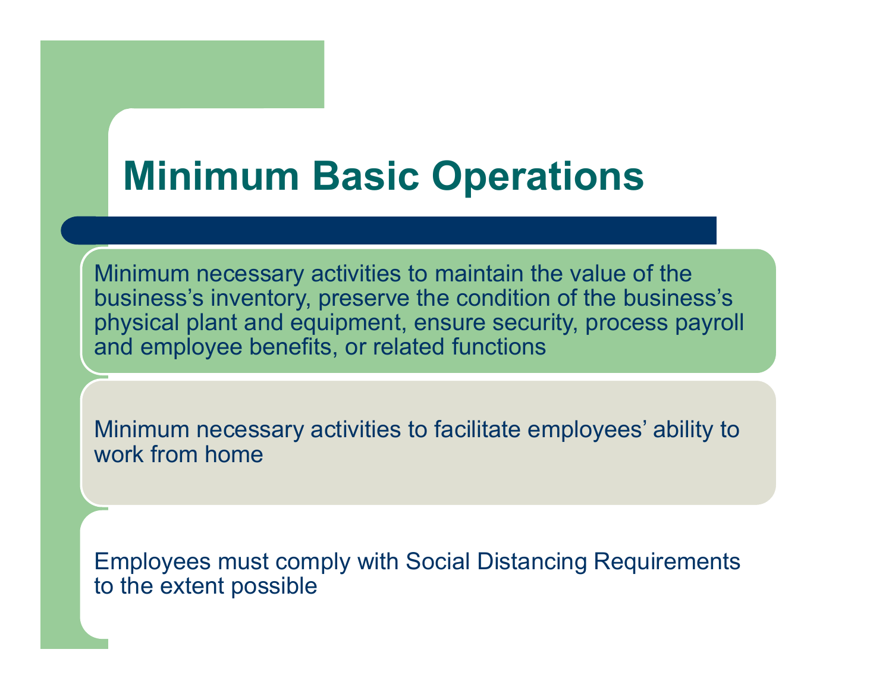# Minimum Basic Operations

Minimum necessary activities to maintain the value of the business's inventory, preserve the condition of the business's physical plant and equipment, ensure security, process payroll and employee benefits, or related functions

Minimum necessary activities to facilitate employees' ability to work from home

Employees must comply with Social Distancing Requirements to the extent possible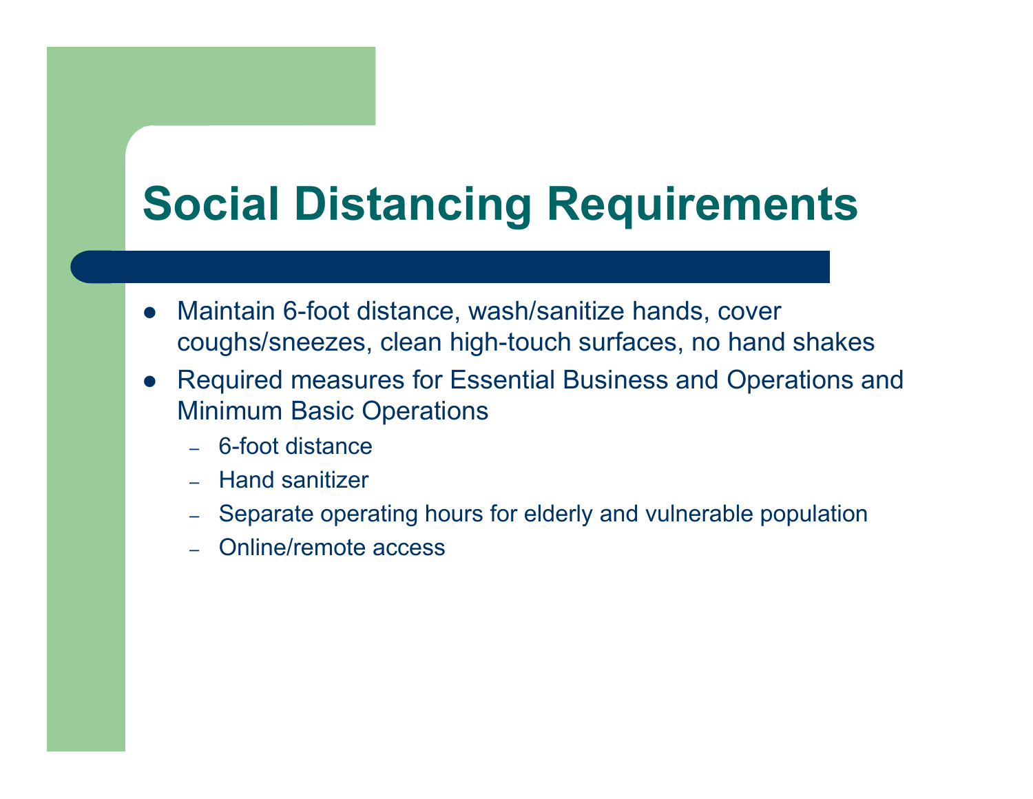# Social Distancing Requirements

- Maintain 6-foot distance, wash/sanitize hands, cover coughs/sneezes, clean high-touch surfaces, no hand shakes
- Required measures for Essential Business and Operations and Minimum Basic Operations
  - 6-foot distance
  - Hand sanitizer
  - Separate operating hours for elderly and vulnerable population
  - Online/remote access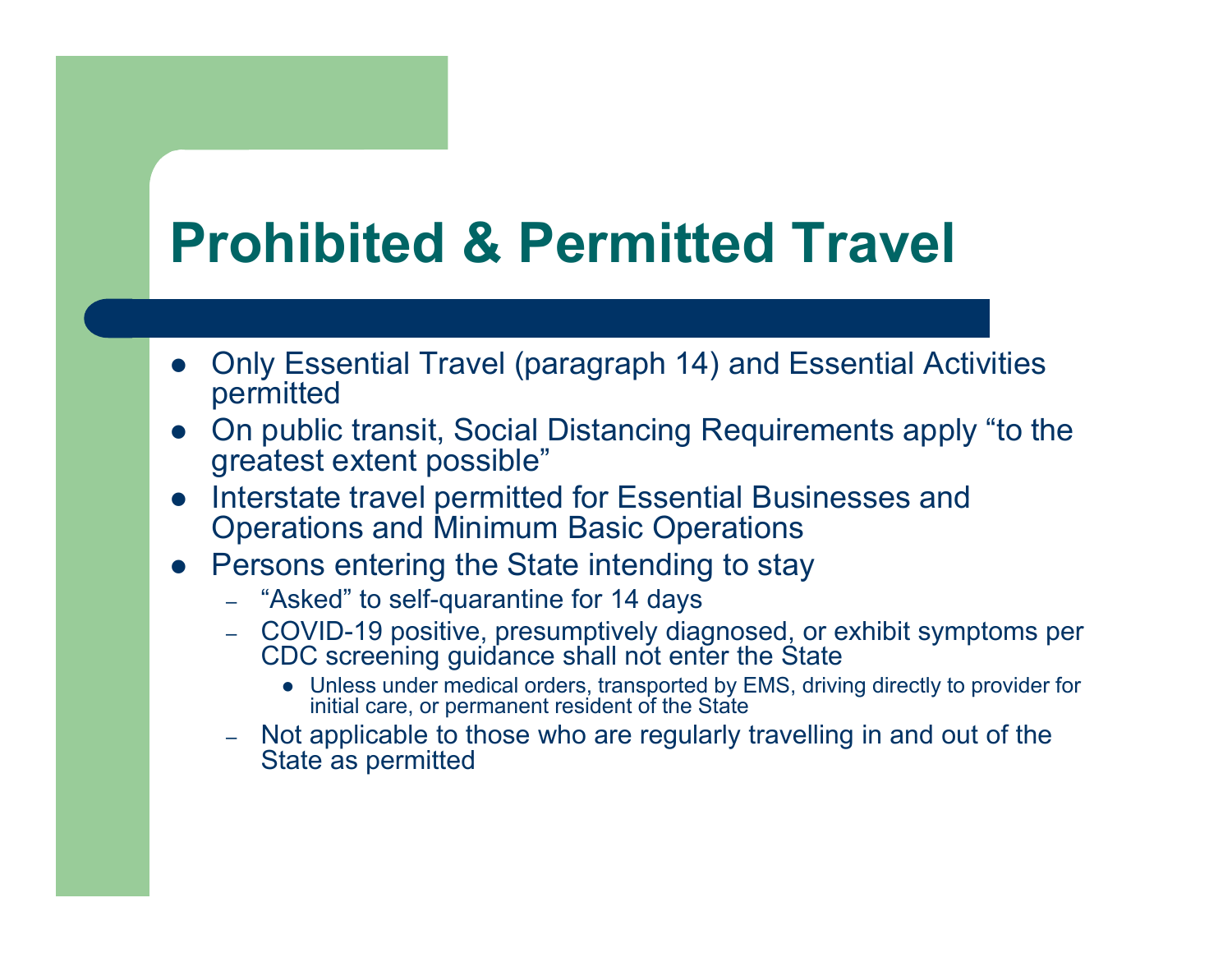# Prohibited & Permitted Travel

- Only Essential Travel (paragraph 14) and Essential Activities permitted
- On public transit, Social Distancing Requirements apply "to the greatest extent possible"
- Interstate travel permitted for Essential Businesses and Operations and Minimum Basic Operations
- Persons entering the State intending to stay
  - "Asked" to self-quarantine for 14 days
  - COVID-19 positive, presumptively diagnosed, or exhibit symptoms per CDC screening guidance shall not enter the State
    - Unless under medical orders, transported by EMS, driving directly to provider for initial care, or permanent resident of the State
  - Not applicable to those who are regularly travelling in and out of the State as permitted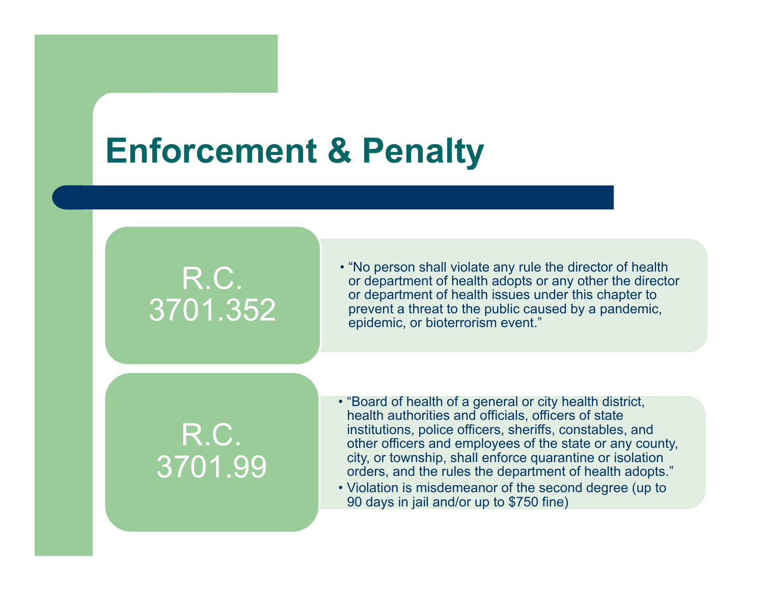# Enforcement & Penalty

## R.C. 3701.352

- "No person shall violate any rule the director of health or department of health adopts or any other the director or department of health issues under this chapter to prevent a threat to the public caused by a pandemic, epidemic, or bioterrorism event."

## R.C. 3701.99

- "Board of health of a general or city health district, health authorities and officials, officers of state institutions, police officers, sheriffs, constables, and other officers and employees of the state or any county, city, or township, shall enforce quarantine or isolation orders, and the rules the department of health adopts."
- Violation is misdemeanor of the second degree (up to 90 days in jail and/or up to $750 fine)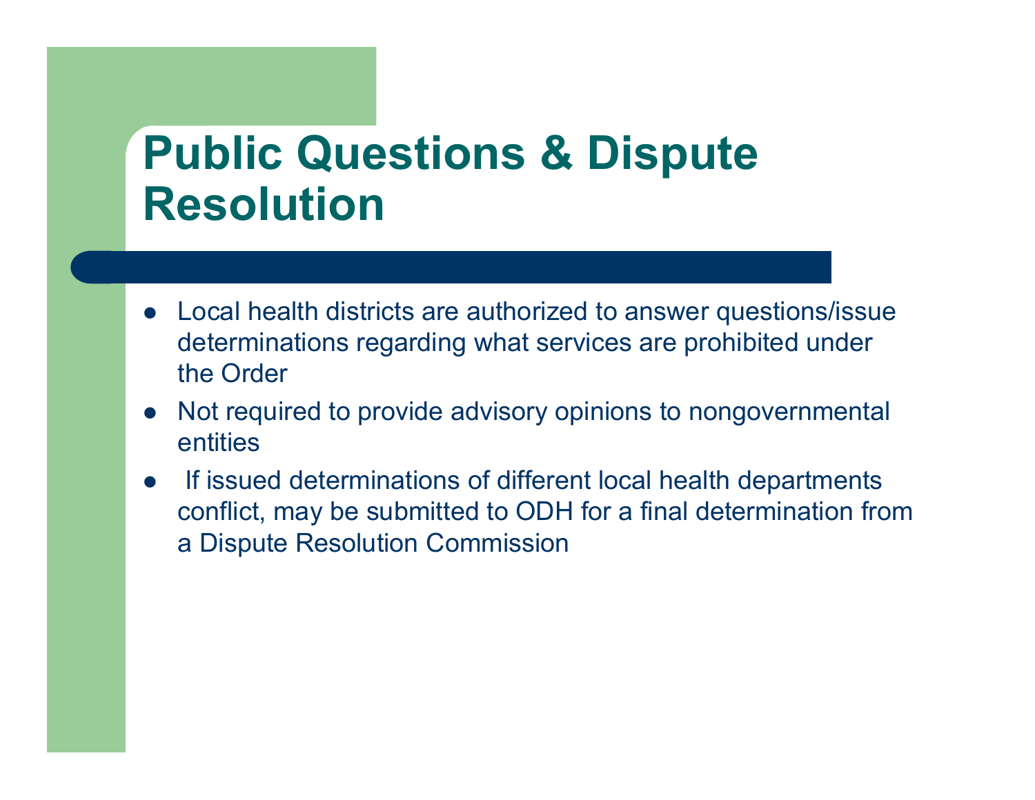# Public Questions & Dispute Resolution

- Local health districts are authorized to answer questions/issue determinations regarding what services are prohibited under the Order
- Not required to provide advisory opinions to nongovernmental entities
- If issued determinations of different local health departments conflict, may be submitted to ODH for a final determination from a Dispute Resolution Commission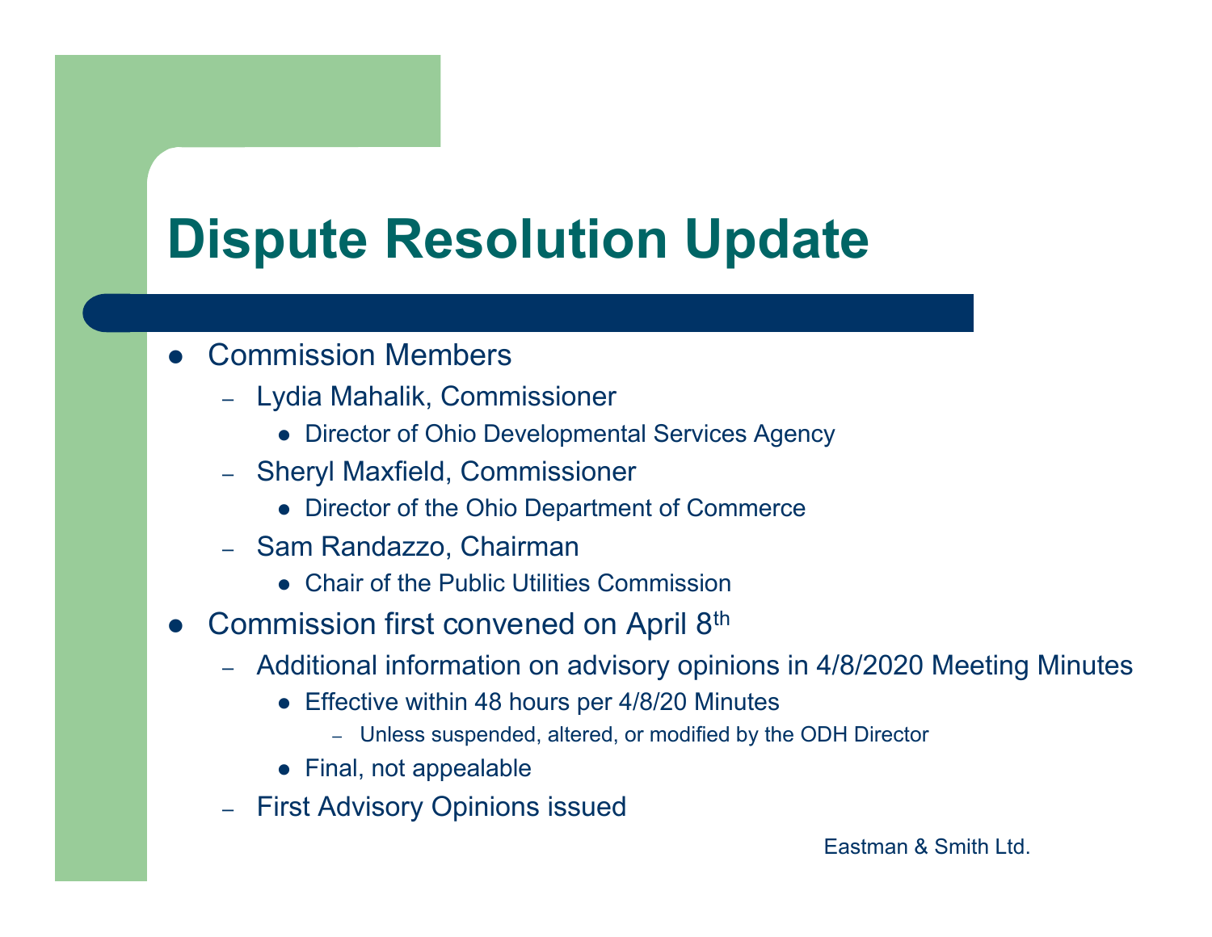# Dispute Resolution Update

- Commission Members
  - Lydia Mahalik, Commissioner
    - Director of Ohio Developmental Services Agency
  - Sheryl Maxfield, Commissioner
    - Director of the Ohio Department of Commerce
  - Sam Randazzo, Chairman
    - Chair of the Public Utilities Commission
- Commission first convened on April 8th
  - Additional information on advisory opinions in 4/8/2020 Meeting Minutes
    - Effective within 48 hours per 4/8/20 Minutes
      - Unless suspended, altered, or modified by the ODH Director
    - Final, not appealable
  - First Advisory Opinions issued

Eastman & Smith Ltd.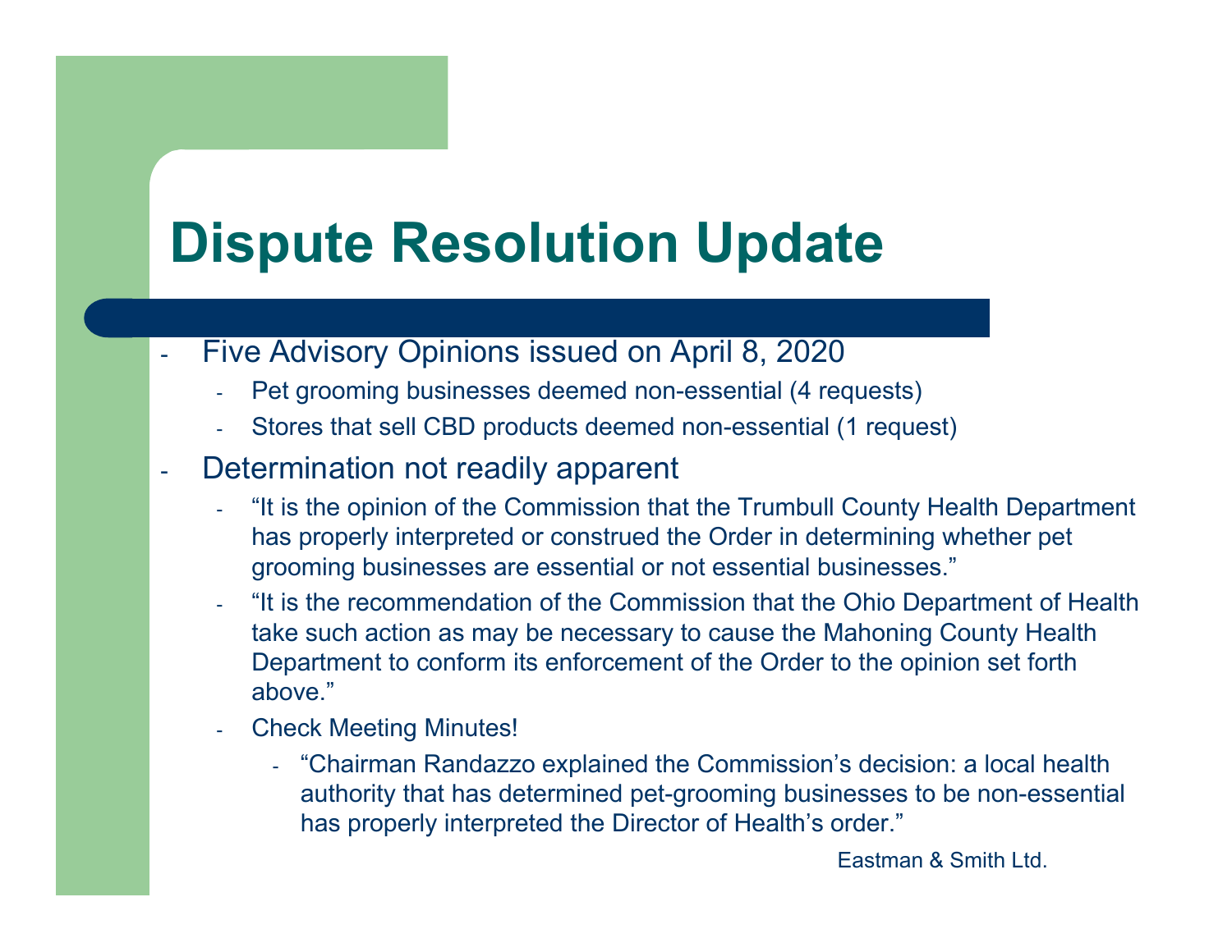# Dispute Resolution Update

- Five Advisory Opinions issued on April 8, 2020
  - Pet grooming businesses deemed non-essential (4 requests)
  - Stores that sell CBD products deemed non-essential (1 request)
- Determination not readily apparent
  - "It is the opinion of the Commission that the Trumbull County Health Department has properly interpreted or construed the Order in determining whether pet grooming businesses are essential or not essential businesses."
  - "It is the recommendation of the Commission that the Ohio Department of Health take such action as may be necessary to cause the Mahoning County Health Department to conform its enforcement of the Order to the opinion set forth above."
  - Check Meeting Minutes!
    - "Chairman Randazzo explained the Commission's decision: a local health authority that has determined pet-grooming businesses to be non-essential has properly interpreted the Director of Health's order."

Eastman & Smith Ltd.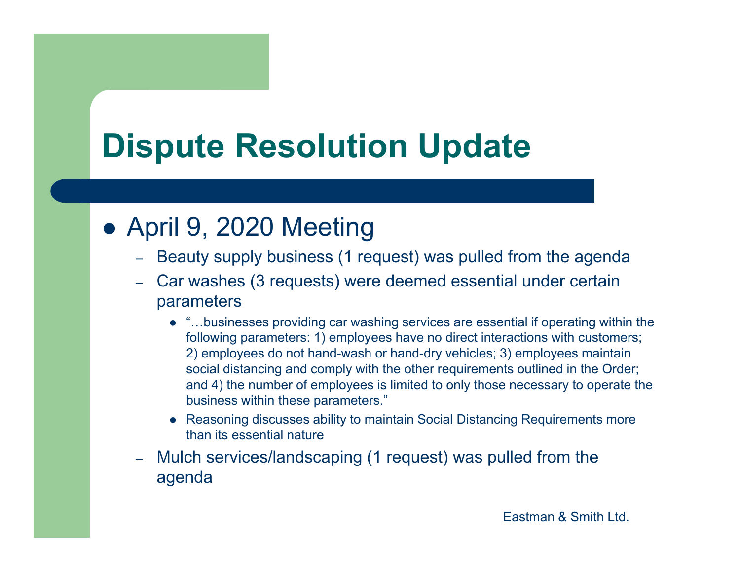# Dispute Resolution Update

- April 9, 2020 Meeting
  - Beauty supply business (1 request) was pulled from the agenda
  - Car washes (3 requests) were deemed essential under certain parameters
    - "…businesses providing car washing services are essential if operating within the following parameters: 1) employees have no direct interactions with customers; 2) employees do not hand-wash or hand-dry vehicles; 3) employees maintain social distancing and comply with the other requirements outlined in the Order; and 4) the number of employees is limited to only those necessary to operate the business within these parameters."
    - Reasoning discusses ability to maintain Social Distancing Requirements more than its essential nature
  - Mulch services/landscaping (1 request) was pulled from the agenda

Eastman & Smith Ltd.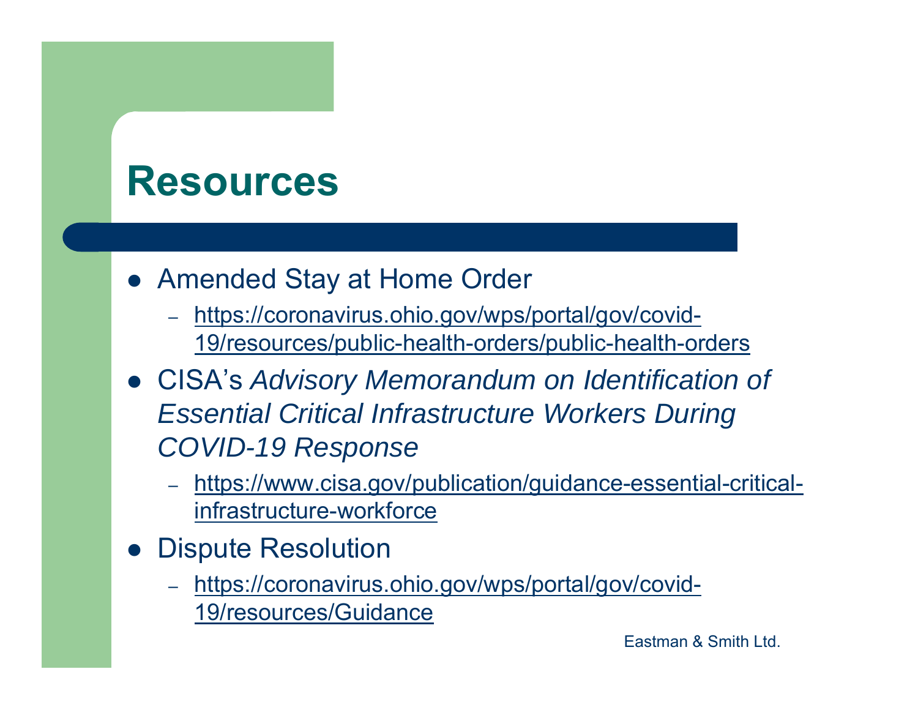# Resources

- Amended Stay at Home Order
  - https://coronavirus.ohio.gov/wps/portal/gov/covid-19/resources/public-health-orders/public-health-orders
- CISA's *Advisory Memorandum on Identification of Essential Critical Infrastructure Workers During COVID-19 Response*
  - https://www.cisa.gov/publication/guidance-essential-critical-infrastructure-workforce
- Dispute Resolution
  - https://coronavirus.ohio.gov/wps/portal/gov/covid-19/resources/Guidance

Eastman & Smith Ltd.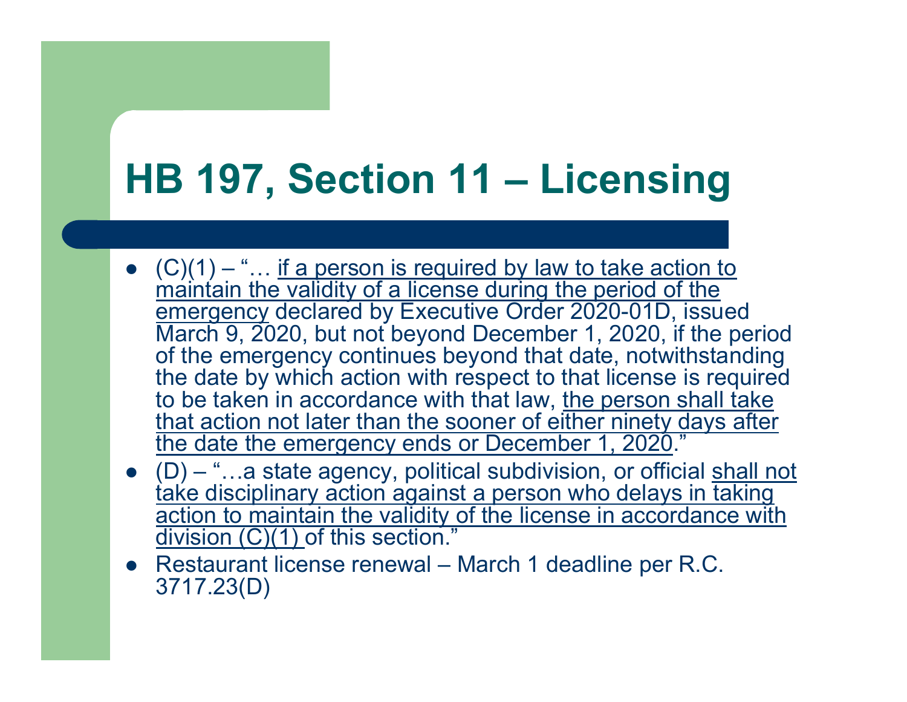# HB 197, Section 11 – Licensing

- (C)(1) – "… if a person is required by law to take action to maintain the validity of a license during the period of the emergency declared by Executive Order 2020-01D, issued March 9, 2020, but not beyond December 1, 2020, if the period of the emergency continues beyond that date, notwithstanding the date by which action with respect to that license is required to be taken in accordance with that law, the person shall take that action not later than the sooner of either ninety days after the date the emergency ends or December 1, 2020."
- (D) – "…a state agency, political subdivision, or official shall not take disciplinary action against a person who delays in taking action to maintain the validity of the license in accordance with division (C)(1) of this section."
- Restaurant license renewal – March 1 deadline per R.C. 3717.23(D)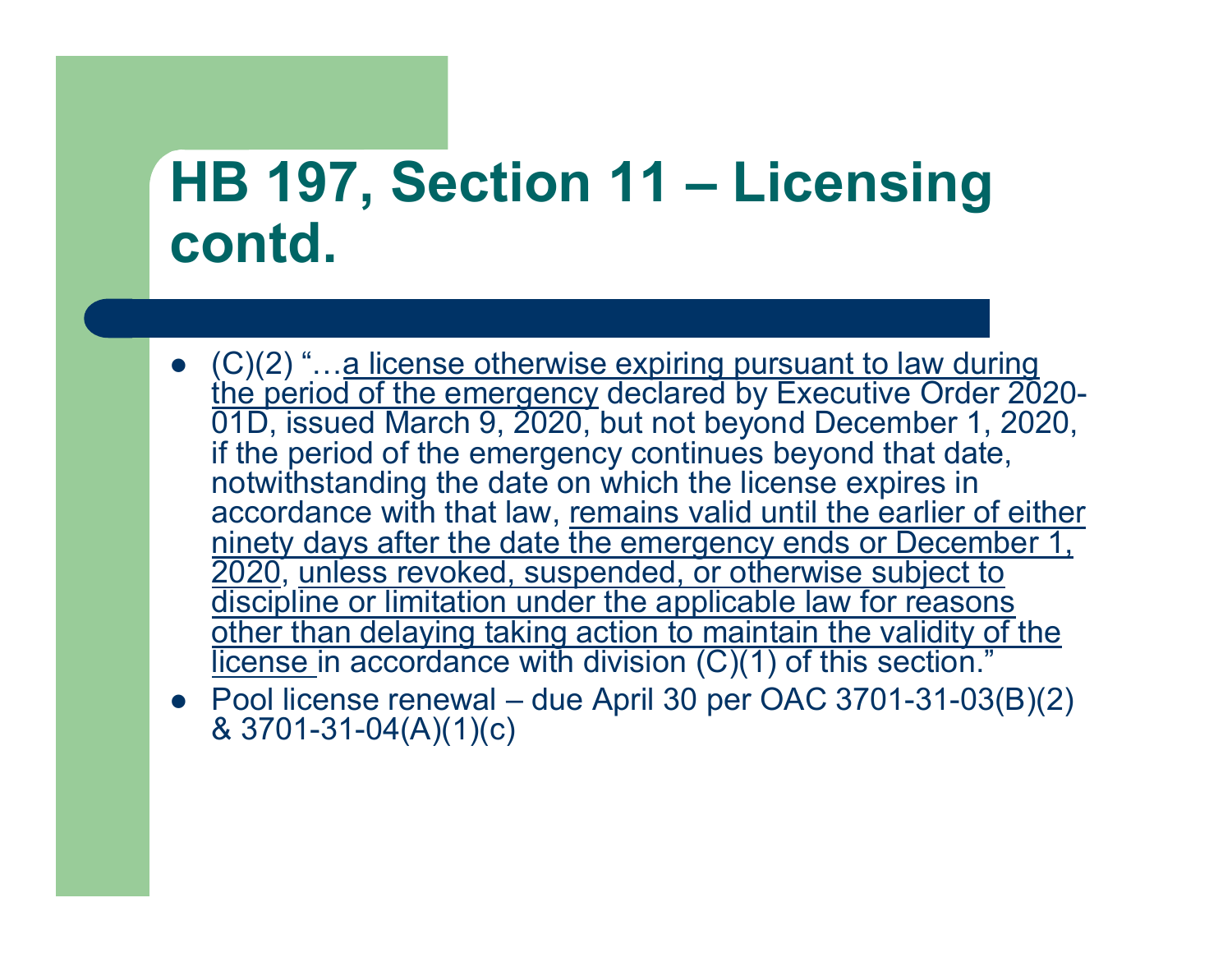# HB 197, Section 11 – Licensing contd.

- (C)(2) "…<u>a license otherwise expiring pursuant to law during the period of the emergency</u> declared by Executive Order 2020-01D, issued March 9, 2020, but not beyond December 1, 2020, if the period of the emergency continues beyond that date, notwithstanding the date on which the license expires in accordance with that law, <u>remains valid until the earlier of either ninety days after the date the emergency ends or December 1, 2020</u>, <u>unless revoked, suspended, or otherwise subject to discipline or limitation under the applicable law for reasons other than delaying taking action to maintain the validity of the license</u> in accordance with division (C)(1) of this section."
- Pool license renewal – due April 30 per OAC 3701-31-03(B)(2) & 3701-31-04(A)(1)(c)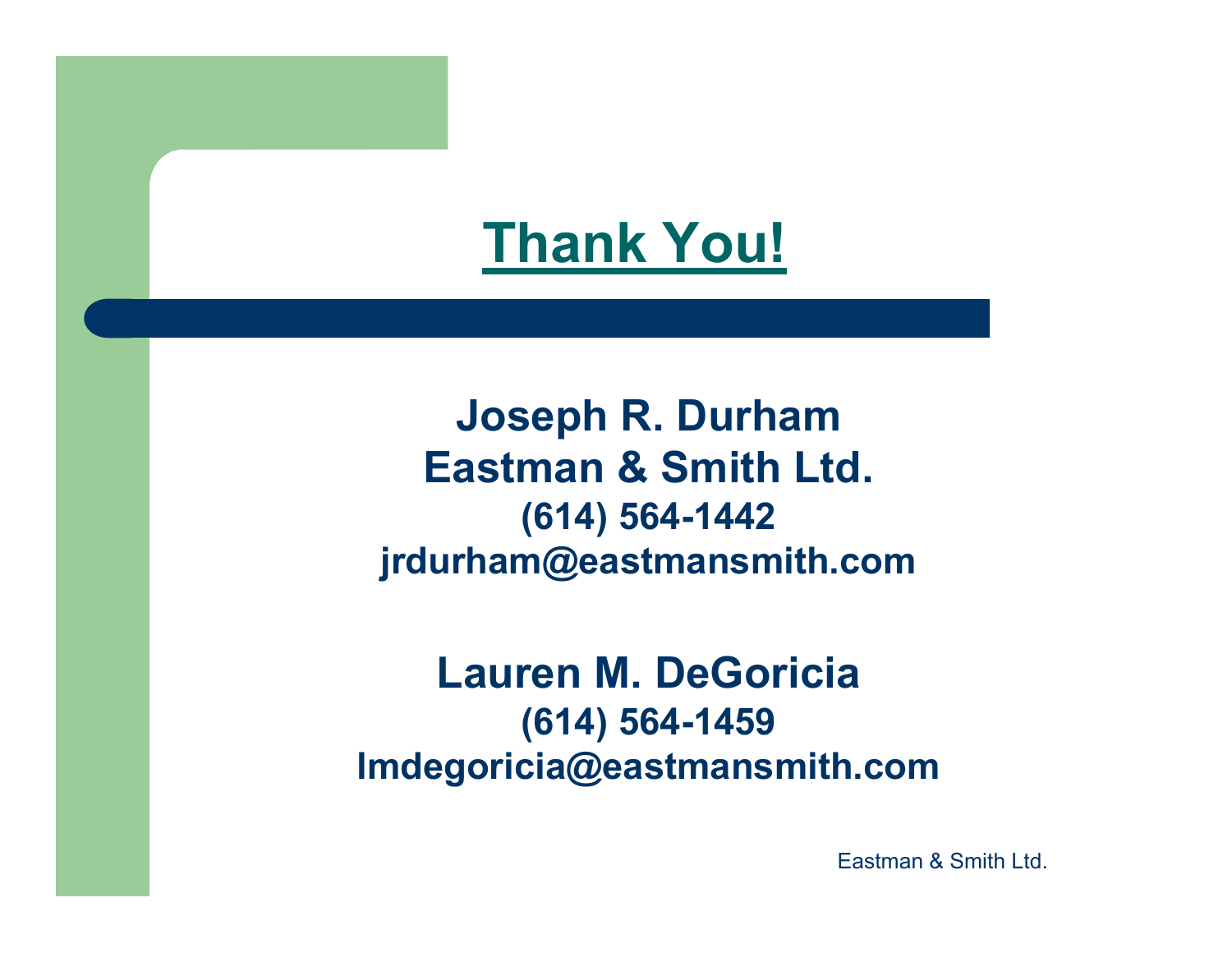# Thank You!

**Joseph R. Durham**
**Eastman & Smith Ltd.**
**(614) 564-1442**
**jrdurham@eastmansmith.com**

**Lauren M. DeGoricia**
**(614) 564-1459**
**lmdegoricia@eastmansmith.com**